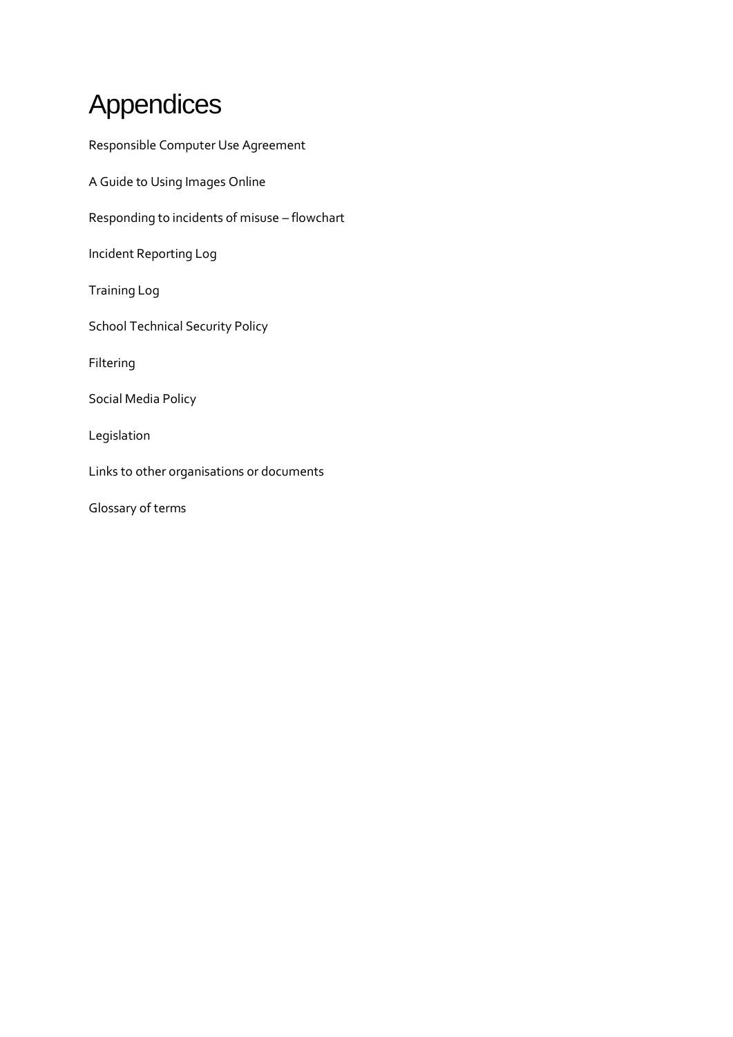# Appendices

Responsible Computer Use Agreement

A Guide to Using Images Online

Responding to incidents of misuse – flowchart

Incident Reporting Log

Training Log

School Technical Security Policy

Filtering

Social Media Policy

Legislation

Links to other organisations or documents

Glossary of terms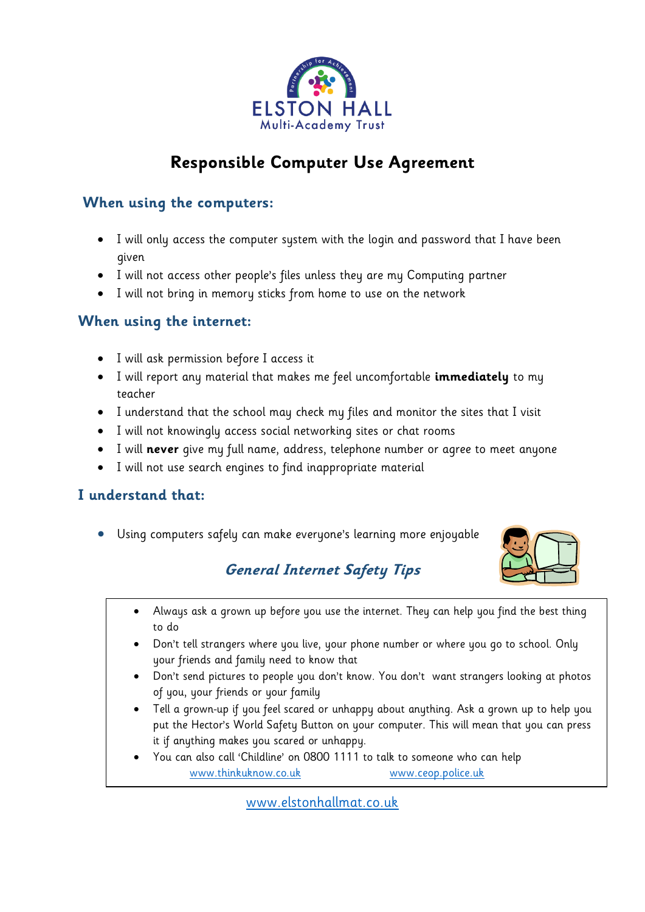ELSTON HALL
Multi-Academy Trust

# Responsible Computer Use Agreement

## When using the computers:

- I will only access the computer system with the login and password that I have been given
- I will not access other people's files unless they are my Computing partner
- I will not bring in memory sticks from home to use on the network

## When using the internet:

- I will ask permission before I access it
- I will report any material that makes me feel uncomfortable **immediately** to my teacher
- I understand that the school may check my files and monitor the sites that I visit
- I will not knowingly access social networking sites or chat rooms
- I will **never** give my full name, address, telephone number or agree to meet anyone
- I will not use search engines to find inappropriate material

## I understand that:

- Using computers safely can make everyone's learning more enjoyable

### *General Internet Safety Tips*

- Always ask a grown up before you use the internet. They can help you find the best thing to do
- Don't tell strangers where you live, your phone number or where you go to school. Only your friends and family need to know that
- Don't send pictures to people you don't know. You don't want strangers looking at photos of you, your friends or your family
- Tell a grown-up if you feel scared or unhappy about anything. Ask a grown up to help you put the Hector's World Safety Button on your computer. This will mean that you can press it if anything makes you scared or unhappy.
- You can also call 'Childline' on 0800 1111 to talk to someone who can help

www.thinkuknow.co.uk www.ceop.police.uk

www.elstonhallmat.co.uk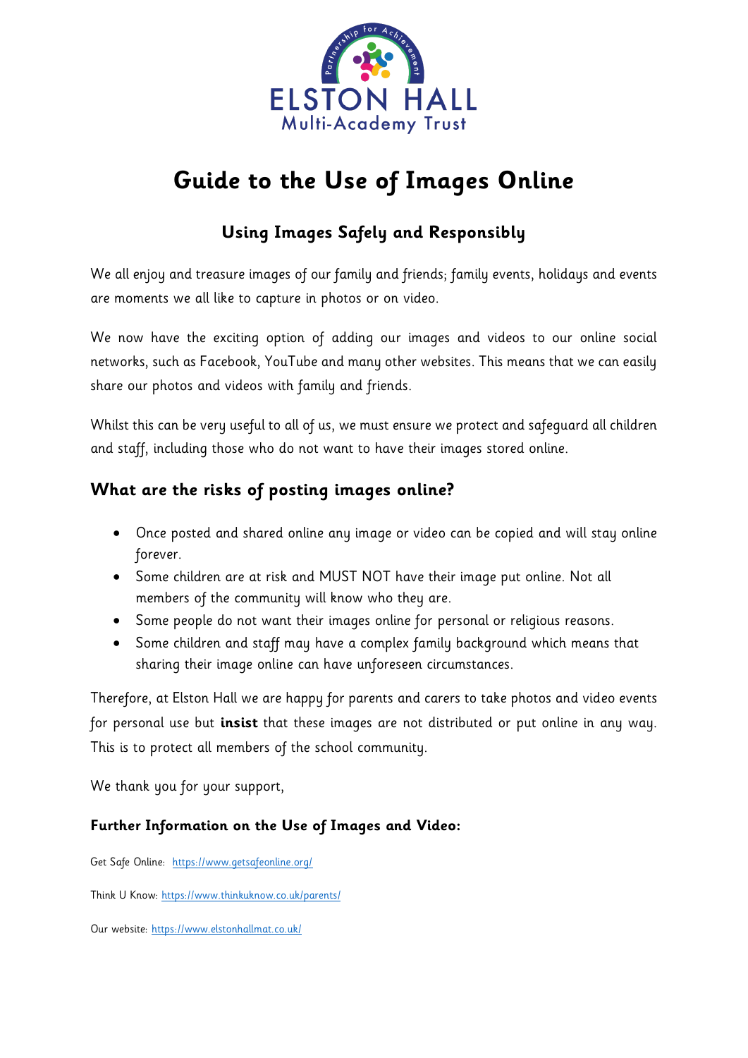ELSTON HALL
Multi-Academy Trust

# Guide to the Use of Images Online

## Using Images Safely and Responsibly

We all enjoy and treasure images of our family and friends; family events, holidays and events are moments we all like to capture in photos or on video.

We now have the exciting option of adding our images and videos to our online social networks, such as Facebook, YouTube and many other websites. This means that we can easily share our photos and videos with family and friends.

Whilst this can be very useful to all of us, we must ensure we protect and safeguard all children and staff, including those who do not want to have their images stored online.

### What are the risks of posting images online?

- Once posted and shared online any image or video can be copied and will stay online forever.
- Some children are at risk and MUST NOT have their image put online. Not all members of the community will know who they are.
- Some people do not want their images online for personal or religious reasons.
- Some children and staff may have a complex family background which means that sharing their image online can have unforeseen circumstances.

Therefore, at Elston Hall we are happy for parents and carers to take photos and video events for personal use but **insist** that these images are not distributed or put online in any way. This is to protect all members of the school community.

We thank you for your support,

#### Further Information on the Use of Images and Video:

Get Safe Online: https://www.getsafeonline.org/

Think U Know: https://www.thinkuknow.co.uk/parents/

Our website: https://www.elstonhallmat.co.uk/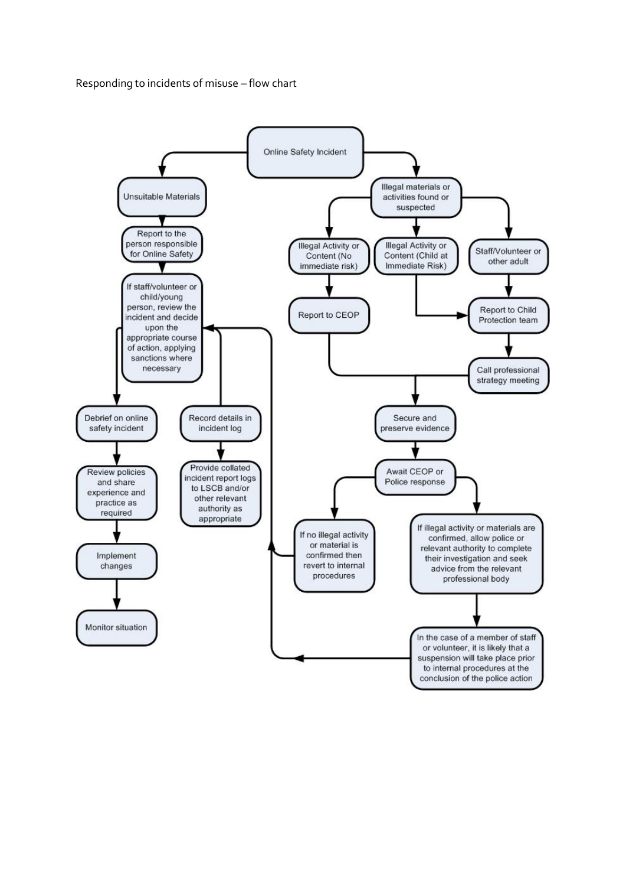Responding to incidents of misuse – flow chart

Online Safety Incident

Unsuitable Materials

Report to the person responsible for Online Safety

If staff/volunteer or child/young person, review the incident and decide upon the appropriate course of action, applying sanctions where necessary

Debrief on online safety incident

Review policies and share experience and practice as required

Implement changes

Monitor situation

Record details in incident log

Provide collated incident report logs to LSCB and/or other relevant authority as appropriate

Illegal materials or activities found or suspected

Illegal Activity or Content (No immediate risk)

Illegal Activity or Content (Child at Immediate Risk)

Staff/Volunteer or other adult

Report to CEOP

Report to Child Protection team

Call professional strategy meeting

Secure and preserve evidence

Await CEOP or Police response

If no illegal activity or material is confirmed then revert to internal procedures

If illegal activity or materials are confirmed, allow police or relevant authority to complete their investigation and seek advice from the relevant professional body

In the case of a member of staff or volunteer, it is likely that a suspension will take place prior to internal procedures at the conclusion of the police action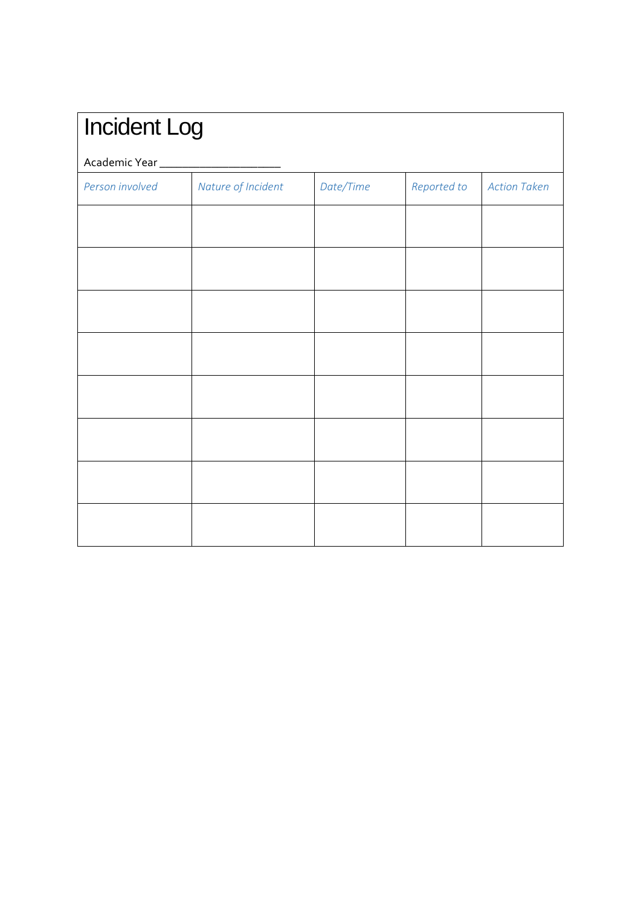# Incident Log

Academic Year ____________________

| *Person involved* | *Nature of Incident* | *Date/Time* | *Reported to* | *Action Taken* |
|---|---|---|---|---|
| | | | | |
| | | | | |
| | | | | |
| | | | | |
| | | | | |
| | | | | |
| | | | | |
| | | | | |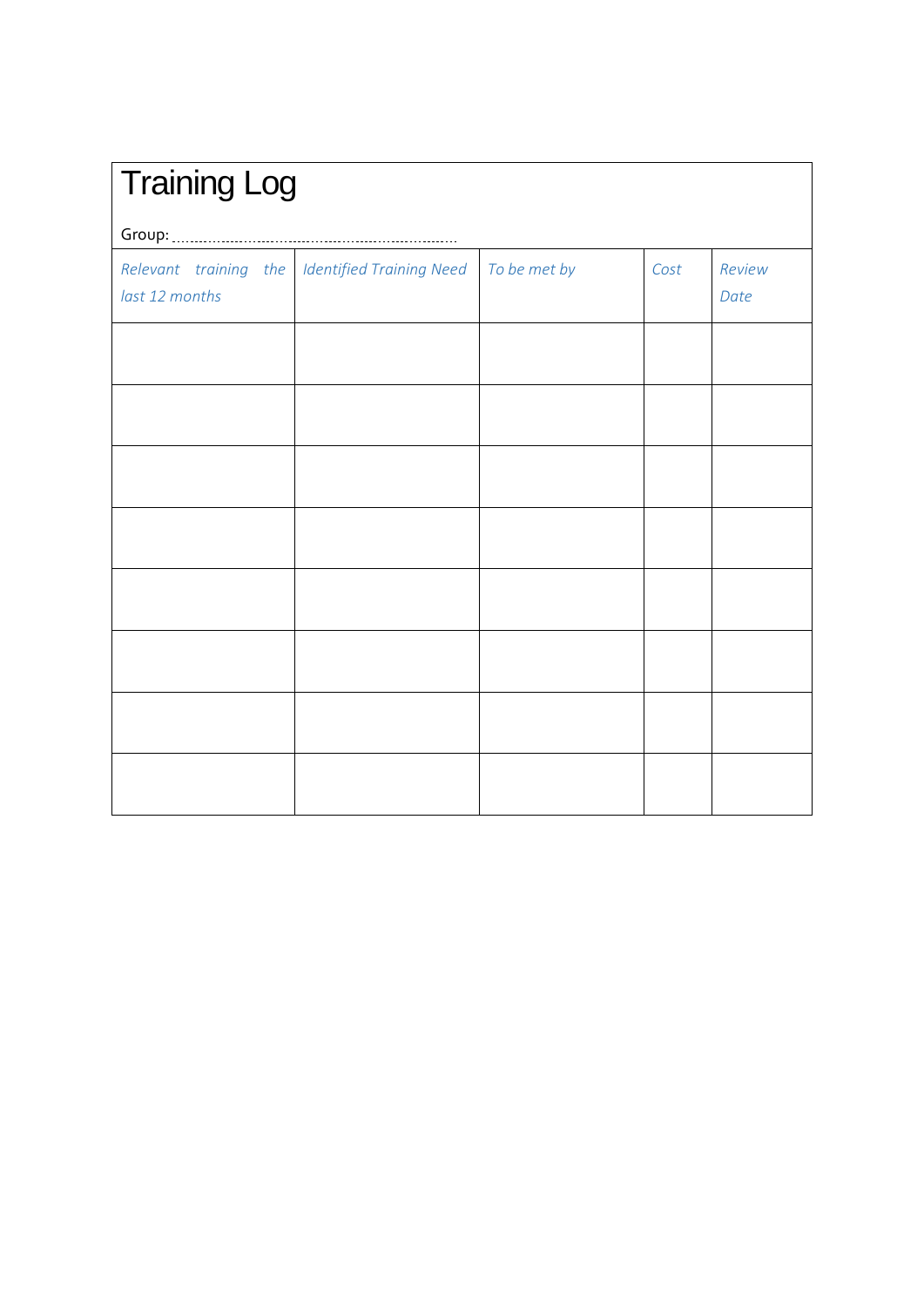# Training Log

Group: ..................................................................

| *Relevant training the last 12 months* | *Identified Training Need* | *To be met by* | *Cost* | *Review Date* |
| --- | --- | --- | --- | --- |
| | | | | |
| | | | | |
| | | | | |
| | | | | |
| | | | | |
| | | | | |
| | | | | |
| | | | | |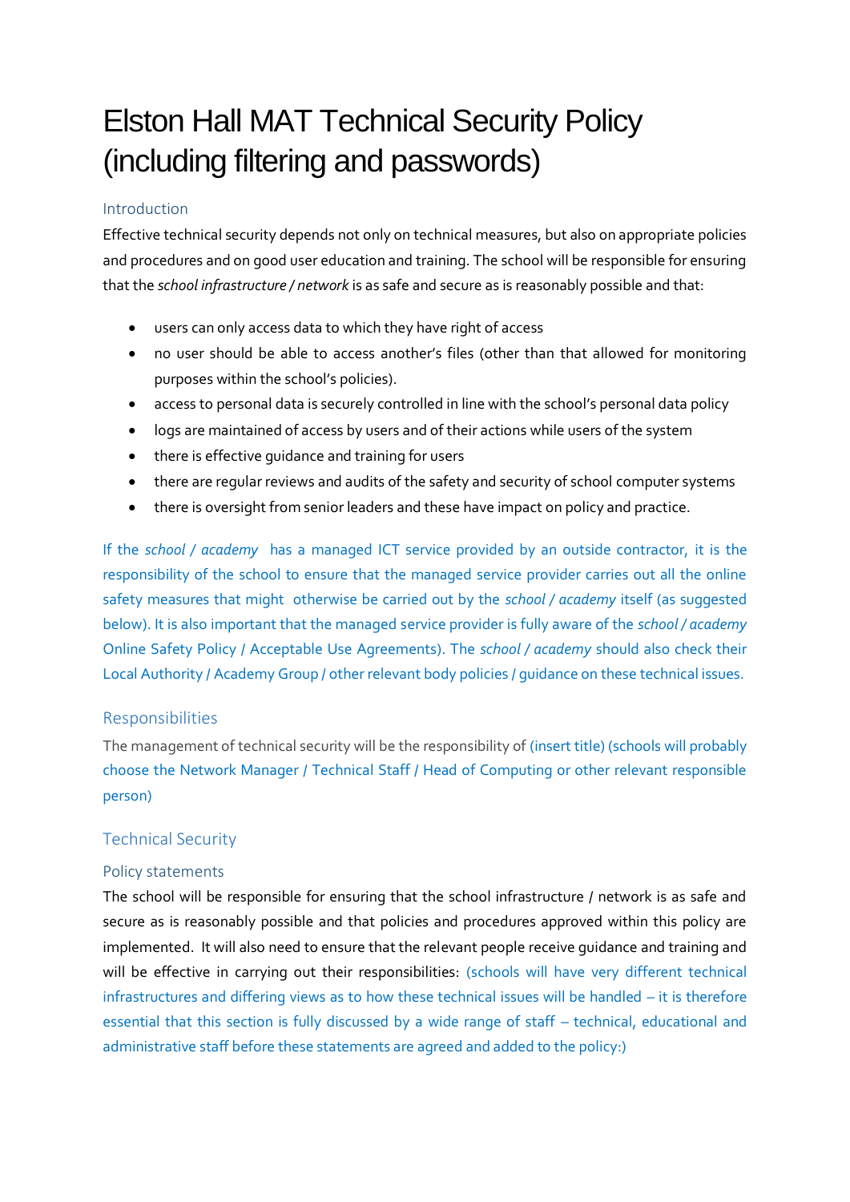# Elston Hall MAT Technical Security Policy (including filtering and passwords)

## Introduction

Effective technical security depends not only on technical measures, but also on appropriate policies and procedures and on good user education and training. The school will be responsible for ensuring that the *school infrastructure / network* is as safe and secure as is reasonably possible and that:

- users can only access data to which they have right of access
- no user should be able to access another's files (other than that allowed for monitoring purposes within the school's policies).
- access to personal data is securely controlled in line with the school's personal data policy
- logs are maintained of access by users and of their actions while users of the system
- there is effective guidance and training for users
- there are regular reviews and audits of the safety and security of school computer systems
- there is oversight from senior leaders and these have impact on policy and practice.

If the *school / academy* has a managed ICT service provided by an outside contractor, it is the responsibility of the school to ensure that the managed service provider carries out all the online safety measures that might otherwise be carried out by the *school / academy* itself (as suggested below). It is also important that the managed service provider is fully aware of the *school / academy* Online Safety Policy / Acceptable Use Agreements). The *school / academy* should also check their Local Authority / Academy Group / other relevant body policies / guidance on these technical issues.

## Responsibilities

The management of technical security will be the responsibility of (insert title) (schools will probably choose the Network Manager / Technical Staff / Head of Computing or other relevant responsible person)

## Technical Security

### Policy statements

The school will be responsible for ensuring that the school infrastructure / network is as safe and secure as is reasonably possible and that policies and procedures approved within this policy are implemented. It will also need to ensure that the relevant people receive guidance and training and will be effective in carrying out their responsibilities: (schools will have very different technical infrastructures and differing views as to how these technical issues will be handled – it is therefore essential that this section is fully discussed by a wide range of staff – technical, educational and administrative staff before these statements are agreed and added to the policy:)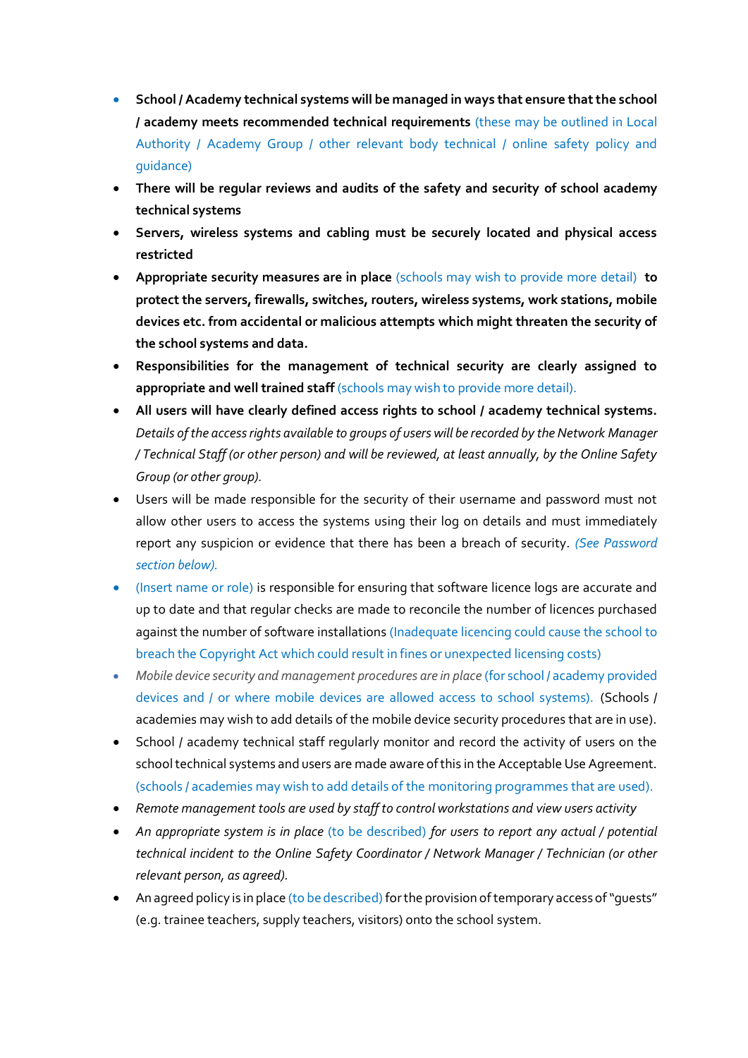- **School / Academy technical systems will be managed in ways that ensure that the school / academy meets recommended technical requirements** (these may be outlined in Local Authority / Academy Group / other relevant body technical / online safety policy and guidance)
- **There will be regular reviews and audits of the safety and security of school academy technical systems**
- **Servers, wireless systems and cabling must be securely located and physical access restricted**
- **Appropriate security measures are in place** (schools may wish to provide more detail) **to protect the servers, firewalls, switches, routers, wireless systems, work stations, mobile devices etc. from accidental or malicious attempts which might threaten the security of the school systems and data.**
- **Responsibilities for the management of technical security are clearly assigned to appropriate and well trained staff** (schools may wish to provide more detail).
- **All users will have clearly defined access rights to school / academy technical systems.** *Details of the access rights available to groups of users will be recorded by the Network Manager / Technical Staff (or other person) and will be reviewed, at least annually, by the Online Safety Group (or other group).*
- Users will be made responsible for the security of their username and password must not allow other users to access the systems using their log on details and must immediately report any suspicion or evidence that there has been a breach of security. *(See Password section below).*
- (Insert name or role) is responsible for ensuring that software licence logs are accurate and up to date and that regular checks are made to reconcile the number of licences purchased against the number of software installations (Inadequate licencing could cause the school to breach the Copyright Act which could result in fines or unexpected licensing costs)
- *Mobile device security and management procedures are in place* (for school / academy provided devices and / or where mobile devices are allowed access to school systems). (Schools / academies may wish to add details of the mobile device security procedures that are in use).
- School / academy technical staff regularly monitor and record the activity of users on the school technical systems and users are made aware of this in the Acceptable Use Agreement. (schools / academies may wish to add details of the monitoring programmes that are used).
- *Remote management tools are used by staff to control workstations and view users activity*
- *An appropriate system is in place* (to be described) *for users to report any actual / potential technical incident to the Online Safety Coordinator / Network Manager / Technician (or other relevant person, as agreed).*
- An agreed policy is in place (to be described) for the provision of temporary access of "guests" (e.g. trainee teachers, supply teachers, visitors) onto the school system.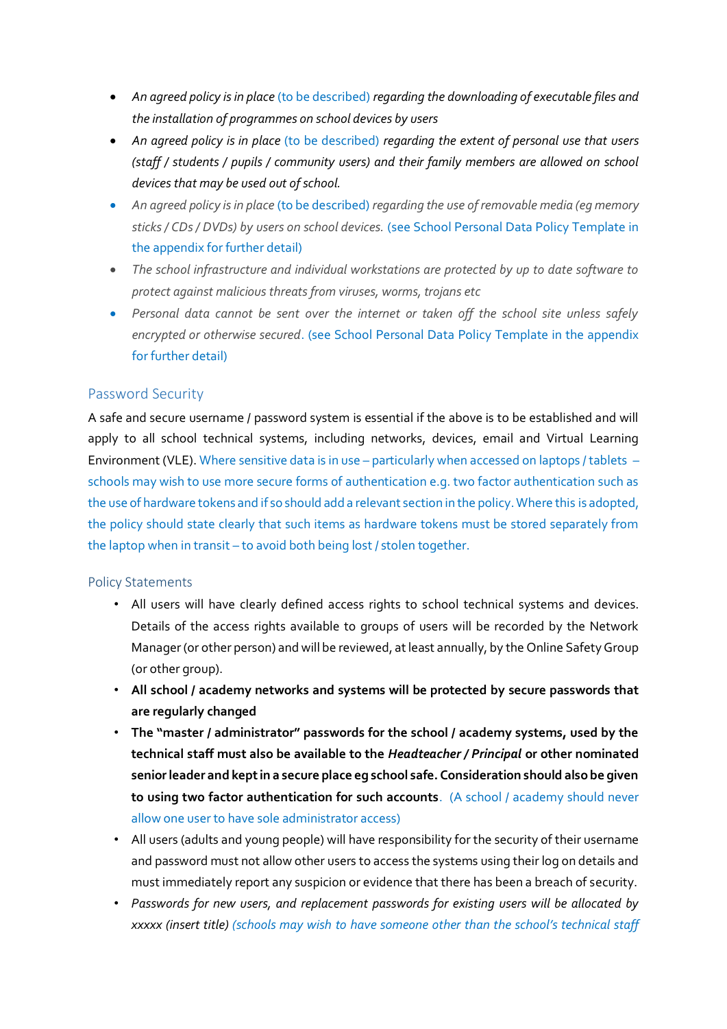- *An agreed policy is in place* (to be described) *regarding the downloading of executable files and the installation of programmes on school devices by users*
- *An agreed policy is in place* (to be described) *regarding the extent of personal use that users (staff / students / pupils / community users) and their family members are allowed on school devices that may be used out of school.*
- *An agreed policy is in place* (to be described) *regarding the use of removable media (eg memory sticks / CDs / DVDs) by users on school devices.* (see School Personal Data Policy Template in the appendix for further detail)
- *The school infrastructure and individual workstations are protected by up to date software to protect against malicious threats from viruses, worms, trojans etc*
- *Personal data cannot be sent over the internet or taken off the school site unless safely encrypted or otherwise secured*. (see School Personal Data Policy Template in the appendix for further detail)

## Password Security

A safe and secure username / password system is essential if the above is to be established and will apply to all school technical systems, including networks, devices, email and Virtual Learning Environment (VLE). Where sensitive data is in use – particularly when accessed on laptops / tablets – schools may wish to use more secure forms of authentication e.g. two factor authentication such as the use of hardware tokens and if so should add a relevant section in the policy. Where this is adopted, the policy should state clearly that such items as hardware tokens must be stored separately from the laptop when in transit – to avoid both being lost / stolen together.

### Policy Statements

- All users will have clearly defined access rights to school technical systems and devices. Details of the access rights available to groups of users will be recorded by the Network Manager (or other person) and will be reviewed, at least annually, by the Online Safety Group (or other group).
- **All school / academy networks and systems will be protected by secure passwords that are regularly changed**
- **The "master / administrator" passwords for the school / academy systems, used by the technical staff must also be available to the *Headteacher / Principal* or other nominated senior leader and kept in a secure place eg school safe. Consideration should also be given to using two factor authentication for such accounts**. (A school / academy should never allow one user to have sole administrator access)
- All users (adults and young people) will have responsibility for the security of their username and password must not allow other users to access the systems using their log on details and must immediately report any suspicion or evidence that there has been a breach of security.
- *Passwords for new users, and replacement passwords for existing users will be allocated by xxxxx (insert title) (schools may wish to have someone other than the school's technical staff*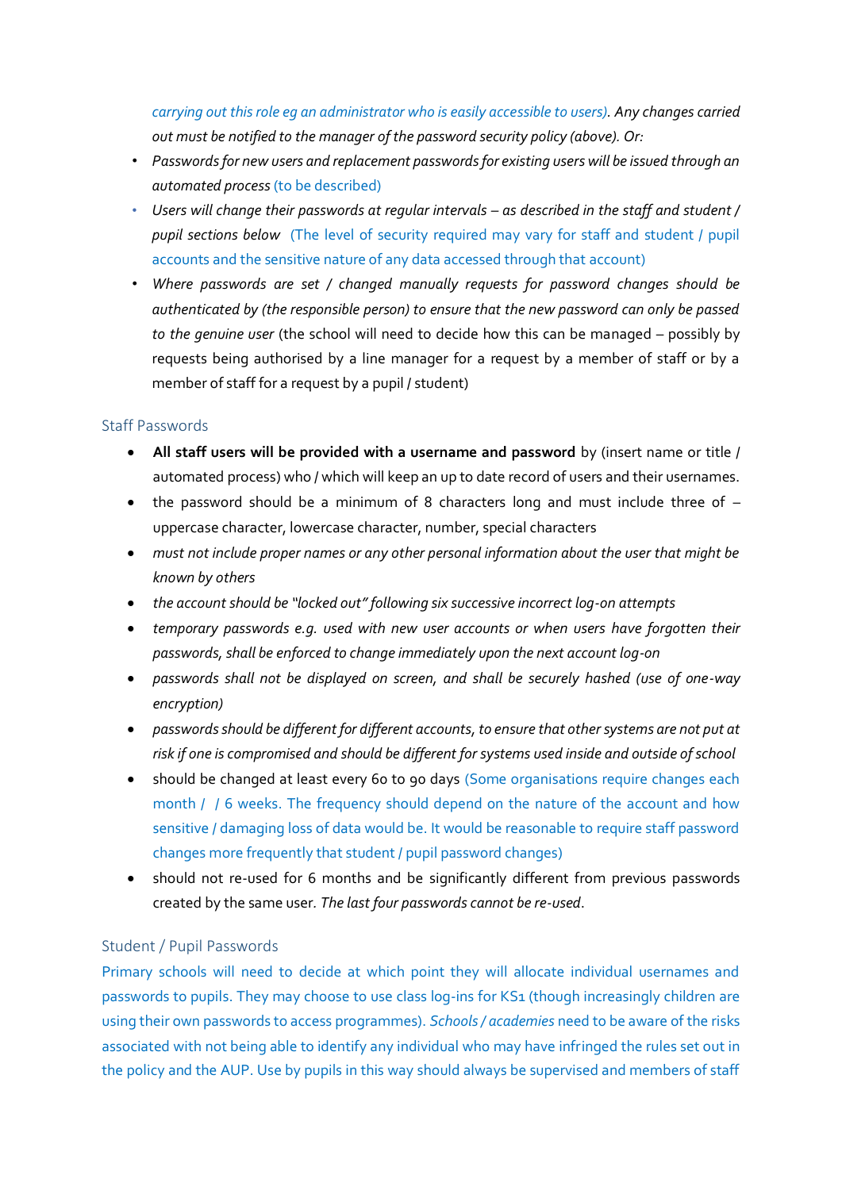*carrying out this role eg an administrator who is easily accessible to users). Any changes carried out must be notified to the manager of the password security policy (above). Or:*

- *Passwords for new users and replacement passwords for existing users will be issued through an automated process* (to be described)
- *Users will change their passwords at regular intervals – as described in the staff and student / pupil sections below* (The level of security required may vary for staff and student / pupil accounts and the sensitive nature of any data accessed through that account)
- *Where passwords are set / changed manually requests for password changes should be authenticated by (the responsible person) to ensure that the new password can only be passed to the genuine user* (the school will need to decide how this can be managed – possibly by requests being authorised by a line manager for a request by a member of staff or by a member of staff for a request by a pupil / student)

### Staff Passwords

- **All staff users will be provided with a username and password** by (insert name or title / automated process) who / which will keep an up to date record of users and their usernames.
- the password should be a minimum of 8 characters long and must include three of – uppercase character, lowercase character, number, special characters
- *must not include proper names or any other personal information about the user that might be known by others*
- *the account should be "locked out" following six successive incorrect log-on attempts*
- *temporary passwords e.g. used with new user accounts or when users have forgotten their passwords, shall be enforced to change immediately upon the next account log-on*
- *passwords shall not be displayed on screen, and shall be securely hashed (use of one-way encryption)*
- *passwords should be different for different accounts, to ensure that other systems are not put at risk if one is compromised and should be different for systems used inside and outside of school*
- should be changed at least every 60 to 90 days (Some organisations require changes each month / / 6 weeks. The frequency should depend on the nature of the account and how sensitive / damaging loss of data would be. It would be reasonable to require staff password changes more frequently that student / pupil password changes)
- should not re-used for 6 months and be significantly different from previous passwords created by the same user. *The last four passwords cannot be re-used*.

### Student / Pupil Passwords

Primary schools will need to decide at which point they will allocate individual usernames and passwords to pupils. They may choose to use class log-ins for KS1 (though increasingly children are using their own passwords to access programmes). *Schools / academies* need to be aware of the risks associated with not being able to identify any individual who may have infringed the rules set out in the policy and the AUP. Use by pupils in this way should always be supervised and members of staff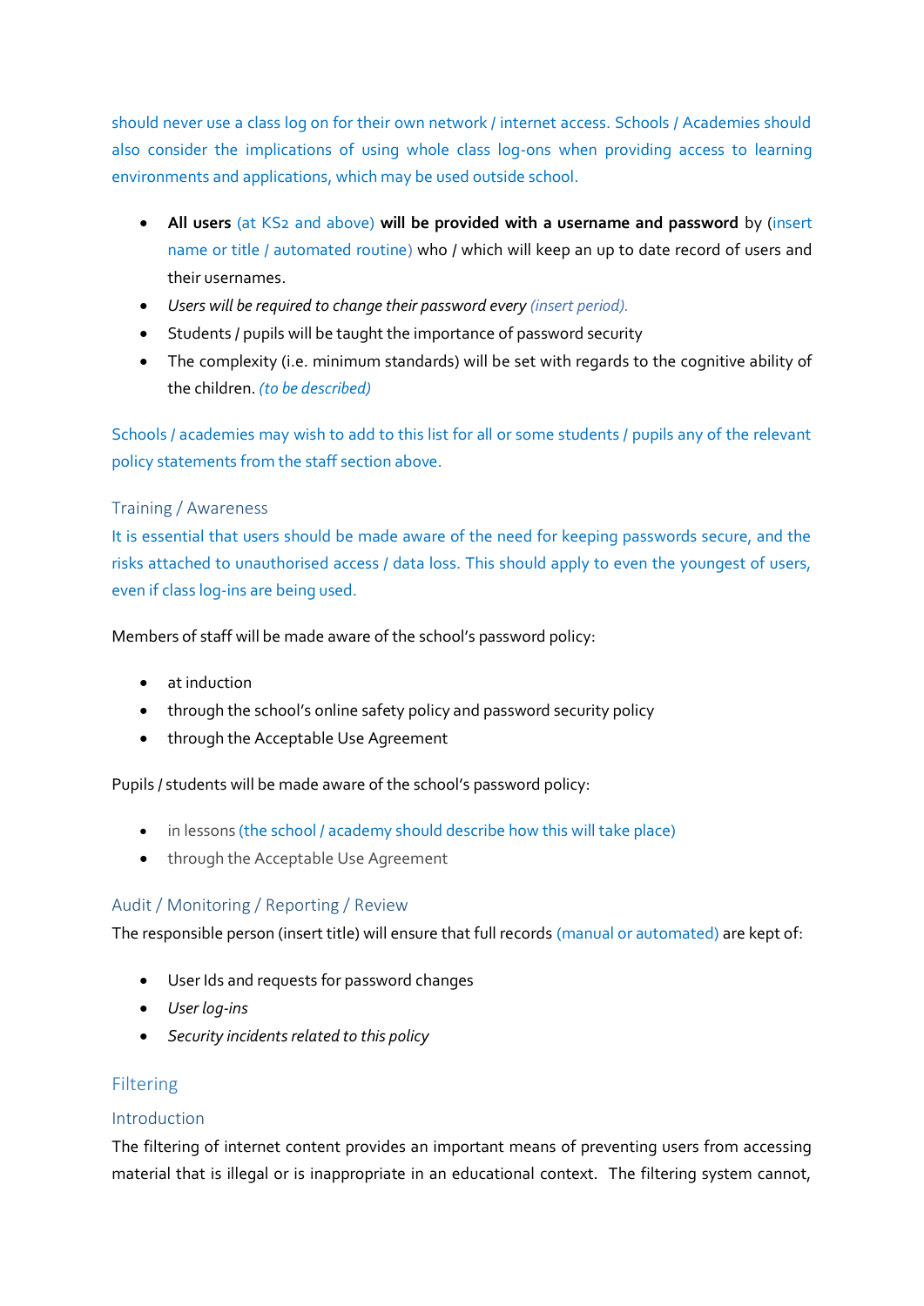should never use a class log on for their own network / internet access. Schools / Academies should also consider the implications of using whole class log-ons when providing access to learning environments and applications, which may be used outside school.

- **All users** (at KS2 and above) **will be provided with a username and password** by (insert name or title / automated routine) who / which will keep an up to date record of users and their usernames.
- *Users will be required to change their password every (insert period).*
- Students / pupils will be taught the importance of password security
- The complexity (i.e. minimum standards) will be set with regards to the cognitive ability of the children. *(to be described)*

Schools / academies may wish to add to this list for all or some students / pupils any of the relevant policy statements from the staff section above.

### Training / Awareness

It is essential that users should be made aware of the need for keeping passwords secure, and the risks attached to unauthorised access / data loss. This should apply to even the youngest of users, even if class log-ins are being used.

Members of staff will be made aware of the school's password policy:

- at induction
- through the school's online safety policy and password security policy
- through the Acceptable Use Agreement

Pupils / students will be made aware of the school's password policy:

- in lessons (the school / academy should describe how this will take place)
- through the Acceptable Use Agreement

### Audit / Monitoring / Reporting / Review

The responsible person (insert title) will ensure that full records (manual or automated) are kept of:

- User Ids and requests for password changes
- *User log-ins*
- *Security incidents related to this policy*

## Filtering

### Introduction

The filtering of internet content provides an important means of preventing users from accessing material that is illegal or is inappropriate in an educational context. The filtering system cannot,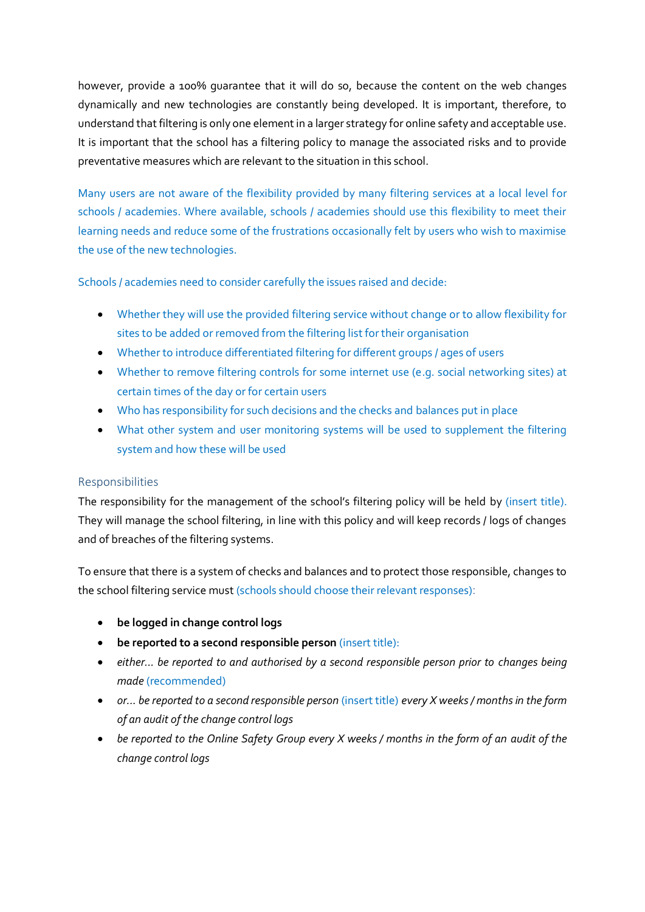however, provide a 100% guarantee that it will do so, because the content on the web changes dynamically and new technologies are constantly being developed. It is important, therefore, to understand that filtering is only one element in a larger strategy for online safety and acceptable use. It is important that the school has a filtering policy to manage the associated risks and to provide preventative measures which are relevant to the situation in this school.

Many users are not aware of the flexibility provided by many filtering services at a local level for schools / academies. Where available, schools / academies should use this flexibility to meet their learning needs and reduce some of the frustrations occasionally felt by users who wish to maximise the use of the new technologies.

Schools / academies need to consider carefully the issues raised and decide:

- Whether they will use the provided filtering service without change or to allow flexibility for sites to be added or removed from the filtering list for their organisation
- Whether to introduce differentiated filtering for different groups / ages of users
- Whether to remove filtering controls for some internet use (e.g. social networking sites) at certain times of the day or for certain users
- Who has responsibility for such decisions and the checks and balances put in place
- What other system and user monitoring systems will be used to supplement the filtering system and how these will be used

### Responsibilities

The responsibility for the management of the school's filtering policy will be held by (insert title). They will manage the school filtering, in line with this policy and will keep records / logs of changes and of breaches of the filtering systems.

To ensure that there is a system of checks and balances and to protect those responsible, changes to the school filtering service must (schools should choose their relevant responses):

- **be logged in change control logs**
- **be reported to a second responsible person** (insert title):
- *either… be reported to and authorised by a second responsible person prior to changes being made* (recommended)
- *or… be reported to a second responsible person* (insert title) *every X weeks / months in the form of an audit of the change control logs*
- *be reported to the Online Safety Group every X weeks / months in the form of an audit of the change control logs*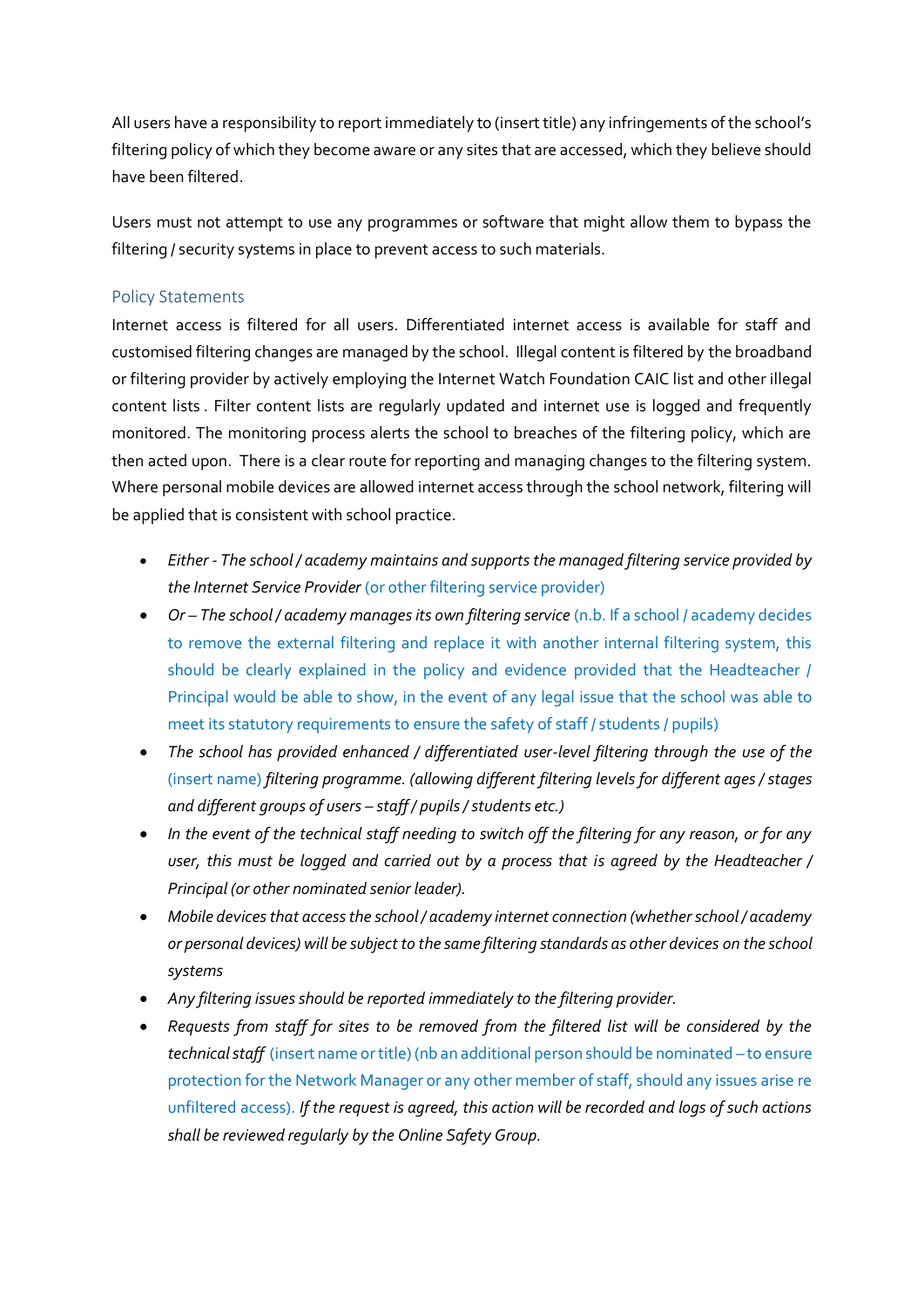All users have a responsibility to report immediately to (insert title) any infringements of the school's filtering policy of which they become aware or any sites that are accessed, which they believe should have been filtered.

Users must not attempt to use any programmes or software that might allow them to bypass the filtering / security systems in place to prevent access to such materials.

### Policy Statements

Internet access is filtered for all users. Differentiated internet access is available for staff and customised filtering changes are managed by the school. Illegal content is filtered by the broadband or filtering provider by actively employing the Internet Watch Foundation CAIC list and other illegal content lists . Filter content lists are regularly updated and internet use is logged and frequently monitored. The monitoring process alerts the school to breaches of the filtering policy, which are then acted upon. There is a clear route for reporting and managing changes to the filtering system. Where personal mobile devices are allowed internet access through the school network, filtering will be applied that is consistent with school practice.

- *Either - The school / academy maintains and supports the managed filtering service provided by the Internet Service Provider* (or other filtering service provider)
- *Or – The school / academy manages its own filtering service* (n.b. If a school / academy decides to remove the external filtering and replace it with another internal filtering system, this should be clearly explained in the policy and evidence provided that the Headteacher / Principal would be able to show, in the event of any legal issue that the school was able to meet its statutory requirements to ensure the safety of staff / students / pupils)
- *The school has provided enhanced / differentiated user-level filtering through the use of the* (insert name) *filtering programme. (allowing different filtering levels for different ages / stages and different groups of users – staff / pupils / students etc.)*
- *In the event of the technical staff needing to switch off the filtering for any reason, or for any user, this must be logged and carried out by a process that is agreed by the Headteacher / Principal (or other nominated senior leader).*
- *Mobile devices that access the school / academy internet connection (whether school / academy or personal devices) will be subject to the same filtering standards as other devices on the school systems*
- *Any filtering issues should be reported immediately to the filtering provider.*
- *Requests from staff for sites to be removed from the filtered list will be considered by the technical staff* (insert name or title) (nb an additional person should be nominated – to ensure protection for the Network Manager or any other member of staff, should any issues arise re unfiltered access). *If the request is agreed, this action will be recorded and logs of such actions shall be reviewed regularly by the Online Safety Group.*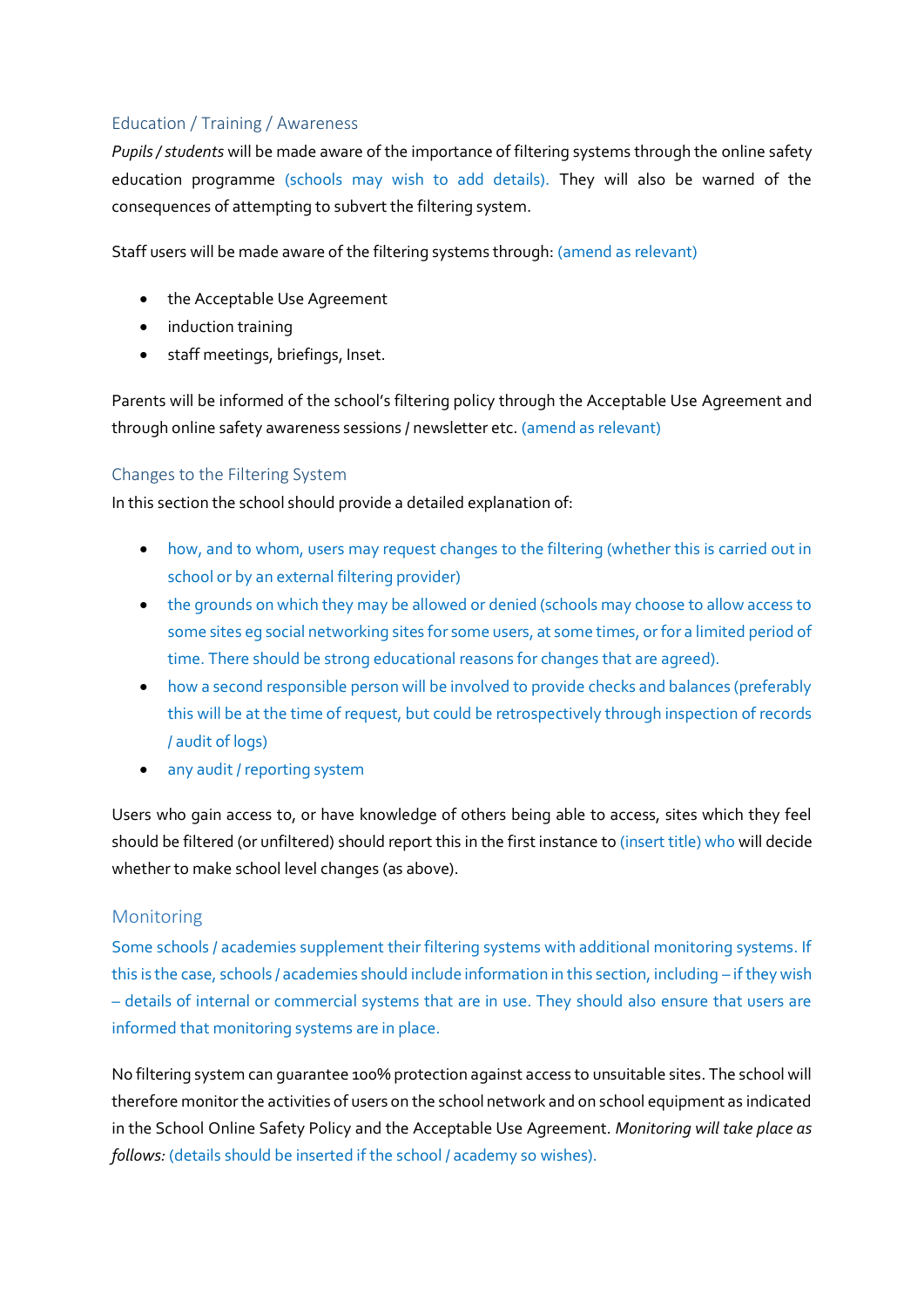### Education / Training / Awareness

*Pupils / students* will be made aware of the importance of filtering systems through the online safety education programme (schools may wish to add details). They will also be warned of the consequences of attempting to subvert the filtering system.

Staff users will be made aware of the filtering systems through: (amend as relevant)

- the Acceptable Use Agreement
- induction training
- staff meetings, briefings, Inset.

Parents will be informed of the school's filtering policy through the Acceptable Use Agreement and through online safety awareness sessions / newsletter etc. (amend as relevant)

### Changes to the Filtering System

In this section the school should provide a detailed explanation of:

- how, and to whom, users may request changes to the filtering (whether this is carried out in school or by an external filtering provider)
- the grounds on which they may be allowed or denied (schools may choose to allow access to some sites eg social networking sites for some users, at some times, or for a limited period of time. There should be strong educational reasons for changes that are agreed).
- how a second responsible person will be involved to provide checks and balances (preferably this will be at the time of request, but could be retrospectively through inspection of records / audit of logs)
- any audit / reporting system

Users who gain access to, or have knowledge of others being able to access, sites which they feel should be filtered (or unfiltered) should report this in the first instance to (insert title) who will decide whether to make school level changes (as above).

### Monitoring

Some schools / academies supplement their filtering systems with additional monitoring systems. If this is the case, schools / academies should include information in this section, including – if they wish – details of internal or commercial systems that are in use. They should also ensure that users are informed that monitoring systems are in place.

No filtering system can guarantee 100% protection against access to unsuitable sites. The school will therefore monitor the activities of users on the school network and on school equipment as indicated in the School Online Safety Policy and the Acceptable Use Agreement. *Monitoring will take place as follows:* (details should be inserted if the school / academy so wishes).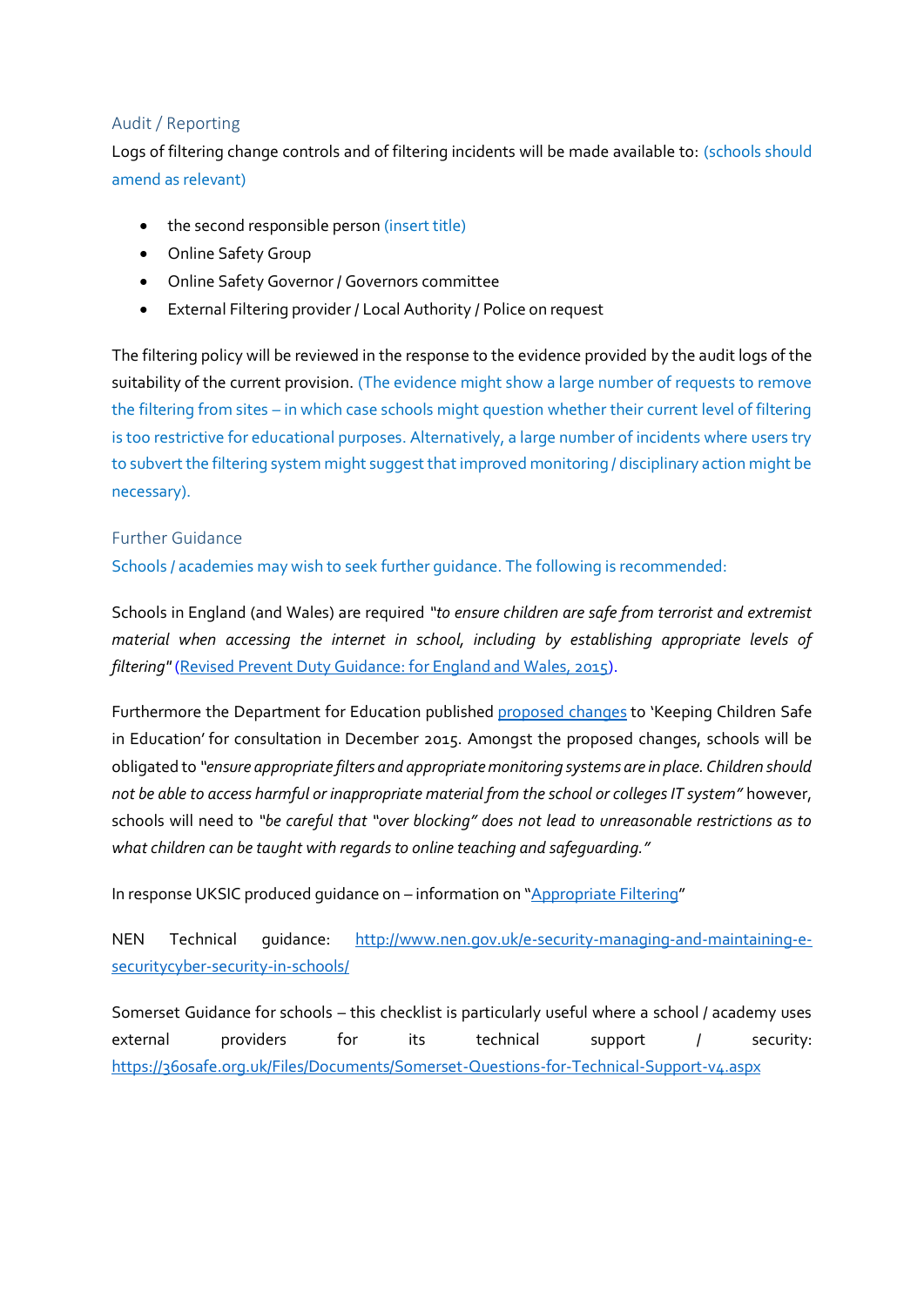## Audit / Reporting

Logs of filtering change controls and of filtering incidents will be made available to: (schools should amend as relevant)

- the second responsible person (insert title)
- Online Safety Group
- Online Safety Governor / Governors committee
- External Filtering provider / Local Authority / Police on request

The filtering policy will be reviewed in the response to the evidence provided by the audit logs of the suitability of the current provision. (The evidence might show a large number of requests to remove the filtering from sites – in which case schools might question whether their current level of filtering is too restrictive for educational purposes. Alternatively, a large number of incidents where users try to subvert the filtering system might suggest that improved monitoring / disciplinary action might be necessary).

## Further Guidance

Schools / academies may wish to seek further guidance. The following is recommended:

Schools in England (and Wales) are required *"to ensure children are safe from terrorist and extremist material when accessing the internet in school, including by establishing appropriate levels of filtering"* (Revised Prevent Duty Guidance: for England and Wales, 2015).

Furthermore the Department for Education published proposed changes to 'Keeping Children Safe in Education' for consultation in December 2015. Amongst the proposed changes, schools will be obligated to *"ensure appropriate filters and appropriate monitoring systems are in place. Children should not be able to access harmful or inappropriate material from the school or colleges IT system"* however, schools will need to *"be careful that "over blocking" does not lead to unreasonable restrictions as to what children can be taught with regards to online teaching and safeguarding."*

In response UKSIC produced guidance on – information on "Appropriate Filtering"

NEN Technical guidance: http://www.nen.gov.uk/e-security-managing-and-maintaining-e-securitycyber-security-in-schools/

Somerset Guidance for schools – this checklist is particularly useful where a school / academy uses external providers for its technical support / security: https://360safe.org.uk/Files/Documents/Somerset-Questions-for-Technical-Support-v4.aspx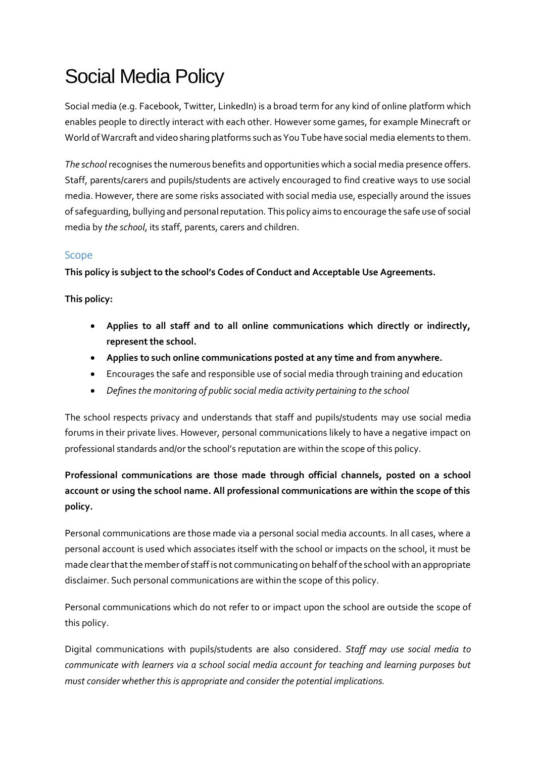# Social Media Policy

Social media (e.g. Facebook, Twitter, LinkedIn) is a broad term for any kind of online platform which enables people to directly interact with each other. However some games, for example Minecraft or World of Warcraft and video sharing platforms such as You Tube have social media elements to them.

*The school* recognises the numerous benefits and opportunities which a social media presence offers. Staff, parents/carers and pupils/students are actively encouraged to find creative ways to use social media. However, there are some risks associated with social media use, especially around the issues of safeguarding, bullying and personal reputation. This policy aims to encourage the safe use of social media by *the school*, its staff, parents, carers and children.

## Scope

**This policy is subject to the school's Codes of Conduct and Acceptable Use Agreements.**

**This policy:**

- **Applies to all staff and to all online communications which directly or indirectly, represent the school.**
- **Applies to such online communications posted at any time and from anywhere.**
- Encourages the safe and responsible use of social media through training and education
- *Defines the monitoring of public social media activity pertaining to the school*

The school respects privacy and understands that staff and pupils/students may use social media forums in their private lives. However, personal communications likely to have a negative impact on professional standards and/or the school's reputation are within the scope of this policy.

**Professional communications are those made through official channels, posted on a school account or using the school name. All professional communications are within the scope of this policy.**

Personal communications are those made via a personal social media accounts. In all cases, where a personal account is used which associates itself with the school or impacts on the school, it must be made clear that the member of staff is not communicating on behalf of the school with an appropriate disclaimer. Such personal communications are within the scope of this policy.

Personal communications which do not refer to or impact upon the school are outside the scope of this policy.

Digital communications with pupils/students are also considered. *Staff may use social media to communicate with learners via a school social media account for teaching and learning purposes but must consider whether this is appropriate and consider the potential implications.*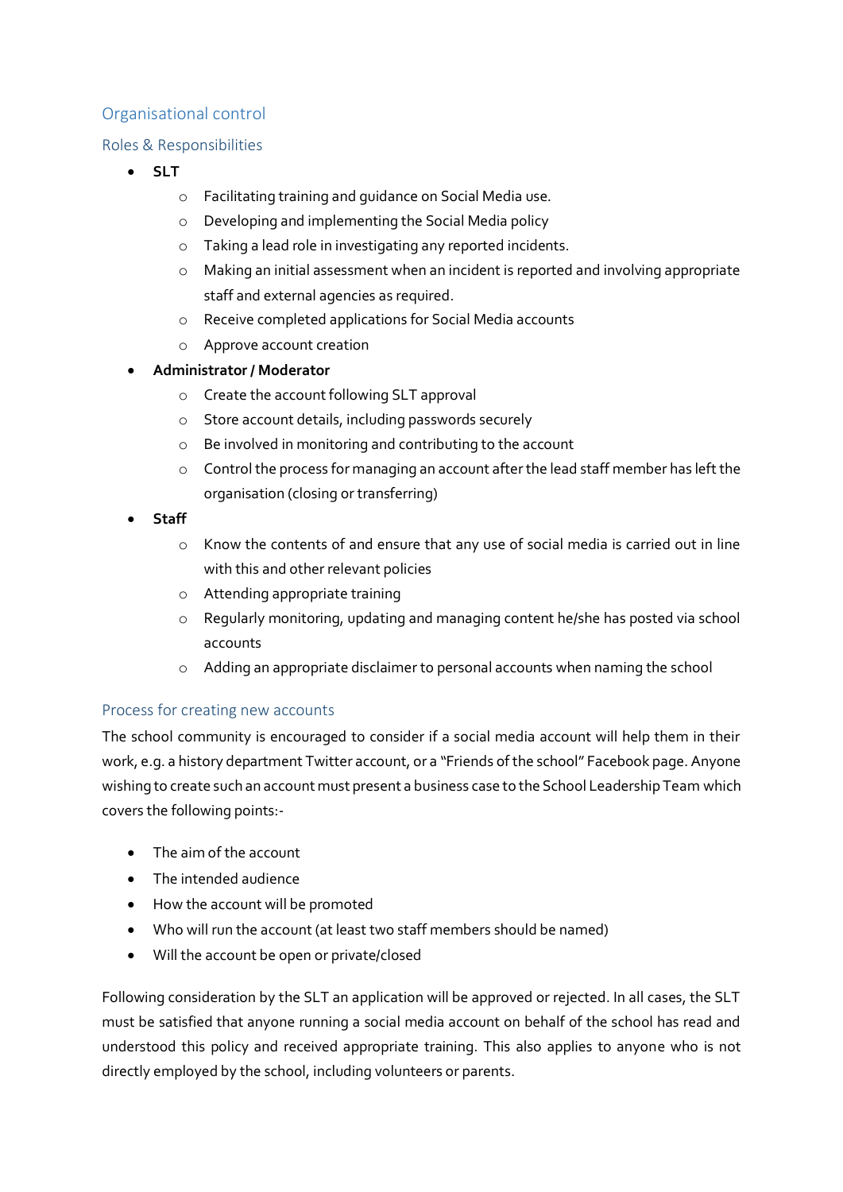## Organisational control

### Roles & Responsibilities

- **SLT**
  - Facilitating training and guidance on Social Media use.
  - Developing and implementing the Social Media policy
  - Taking a lead role in investigating any reported incidents.
  - Making an initial assessment when an incident is reported and involving appropriate staff and external agencies as required.
  - Receive completed applications for Social Media accounts
  - Approve account creation
- **Administrator / Moderator**
  - Create the account following SLT approval
  - Store account details, including passwords securely
  - Be involved in monitoring and contributing to the account
  - Control the process for managing an account after the lead staff member has left the organisation (closing or transferring)
- **Staff**
  - Know the contents of and ensure that any use of social media is carried out in line with this and other relevant policies
  - Attending appropriate training
  - Regularly monitoring, updating and managing content he/she has posted via school accounts
  - Adding an appropriate disclaimer to personal accounts when naming the school

### Process for creating new accounts

The school community is encouraged to consider if a social media account will help them in their work, e.g. a history department Twitter account, or a "Friends of the school" Facebook page. Anyone wishing to create such an account must present a business case to the School Leadership Team which covers the following points:-

- The aim of the account
- The intended audience
- How the account will be promoted
- Who will run the account (at least two staff members should be named)
- Will the account be open or private/closed

Following consideration by the SLT an application will be approved or rejected. In all cases, the SLT must be satisfied that anyone running a social media account on behalf of the school has read and understood this policy and received appropriate training. This also applies to anyone who is not directly employed by the school, including volunteers or parents.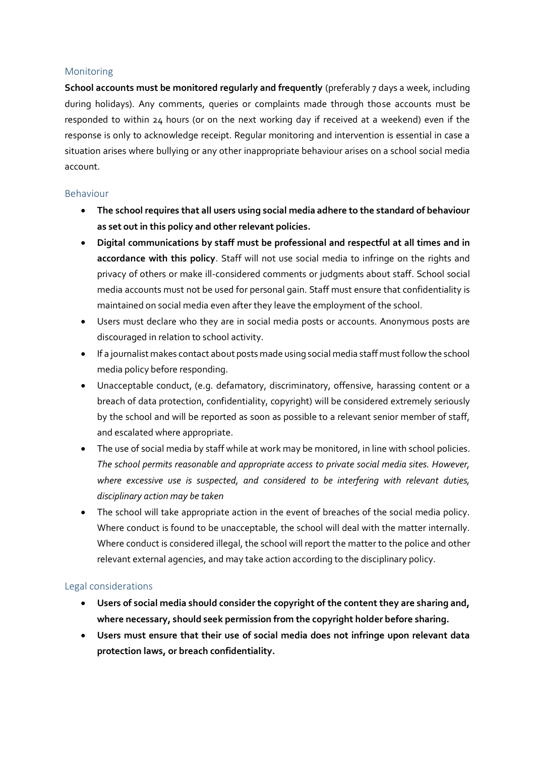### Monitoring

**School accounts must be monitored regularly and frequently** (preferably 7 days a week, including during holidays). Any comments, queries or complaints made through those accounts must be responded to within 24 hours (or on the next working day if received at a weekend) even if the response is only to acknowledge receipt. Regular monitoring and intervention is essential in case a situation arises where bullying or any other inappropriate behaviour arises on a school social media account.

### Behaviour

- **The school requires that all users using social media adhere to the standard of behaviour as set out in this policy and other relevant policies.**
- **Digital communications by staff must be professional and respectful at all times and in accordance with this policy**. Staff will not use social media to infringe on the rights and privacy of others or make ill-considered comments or judgments about staff. School social media accounts must not be used for personal gain. Staff must ensure that confidentiality is maintained on social media even after they leave the employment of the school.
- Users must declare who they are in social media posts or accounts. Anonymous posts are discouraged in relation to school activity.
- If a journalist makes contact about posts made using social media staff must follow the school media policy before responding.
- Unacceptable conduct, (e.g. defamatory, discriminatory, offensive, harassing content or a breach of data protection, confidentiality, copyright) will be considered extremely seriously by the school and will be reported as soon as possible to a relevant senior member of staff, and escalated where appropriate.
- The use of social media by staff while at work may be monitored, in line with school policies. *The school permits reasonable and appropriate access to private social media sites. However, where excessive use is suspected, and considered to be interfering with relevant duties, disciplinary action may be taken*
- The school will take appropriate action in the event of breaches of the social media policy. Where conduct is found to be unacceptable, the school will deal with the matter internally. Where conduct is considered illegal, the school will report the matter to the police and other relevant external agencies, and may take action according to the disciplinary policy.

### Legal considerations

- **Users of social media should consider the copyright of the content they are sharing and, where necessary, should seek permission from the copyright holder before sharing.**
- **Users must ensure that their use of social media does not infringe upon relevant data protection laws, or breach confidentiality.**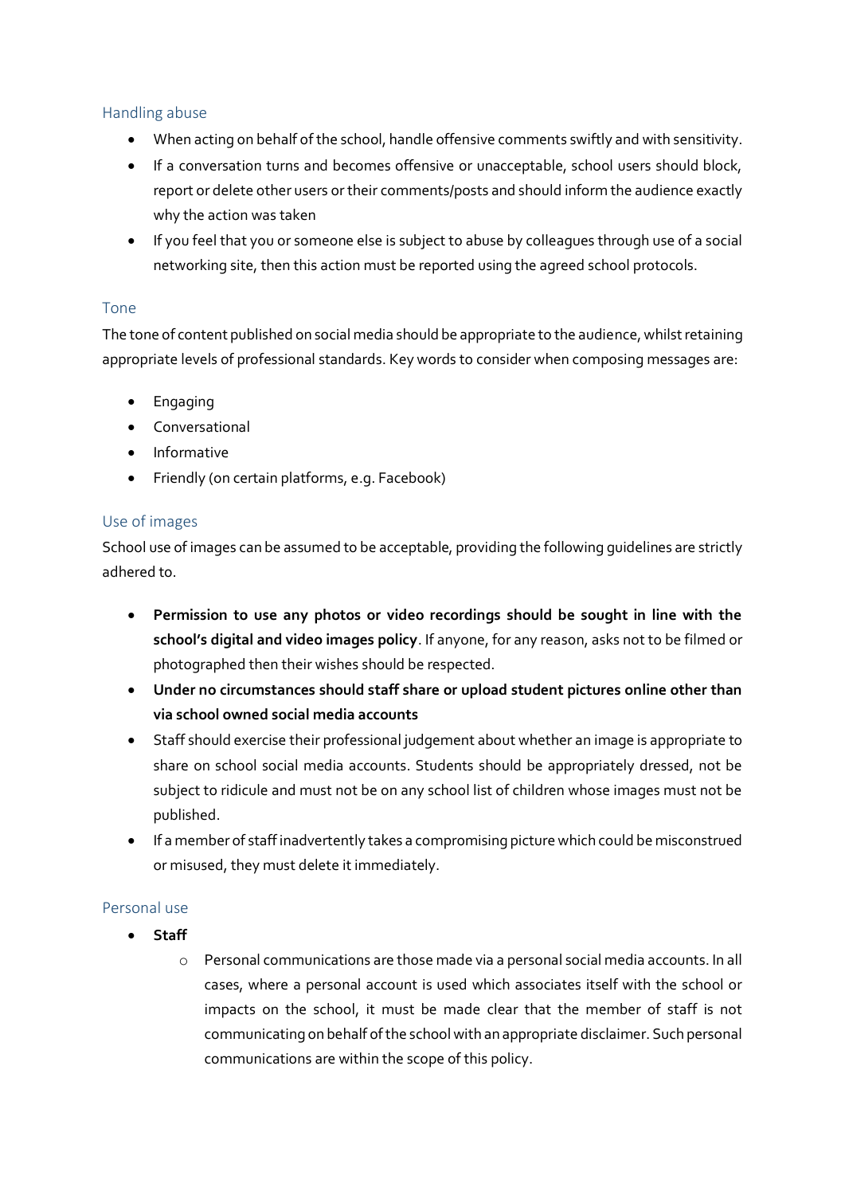### Handling abuse

- When acting on behalf of the school, handle offensive comments swiftly and with sensitivity.
- If a conversation turns and becomes offensive or unacceptable, school users should block, report or delete other users or their comments/posts and should inform the audience exactly why the action was taken
- If you feel that you or someone else is subject to abuse by colleagues through use of a social networking site, then this action must be reported using the agreed school protocols.

### Tone

The tone of content published on social media should be appropriate to the audience, whilst retaining appropriate levels of professional standards. Key words to consider when composing messages are:

- Engaging
- Conversational
- Informative
- Friendly (on certain platforms, e.g. Facebook)

### Use of images

School use of images can be assumed to be acceptable, providing the following guidelines are strictly adhered to.

- **Permission to use any photos or video recordings should be sought in line with the school's digital and video images policy**. If anyone, for any reason, asks not to be filmed or photographed then their wishes should be respected.
- **Under no circumstances should staff share or upload student pictures online other than via school owned social media accounts**
- Staff should exercise their professional judgement about whether an image is appropriate to share on school social media accounts. Students should be appropriately dressed, not be subject to ridicule and must not be on any school list of children whose images must not be published.
- If a member of staff inadvertently takes a compromising picture which could be misconstrued or misused, they must delete it immediately.

### Personal use

- **Staff**
  - Personal communications are those made via a personal social media accounts. In all cases, where a personal account is used which associates itself with the school or impacts on the school, it must be made clear that the member of staff is not communicating on behalf of the school with an appropriate disclaimer. Such personal communications are within the scope of this policy.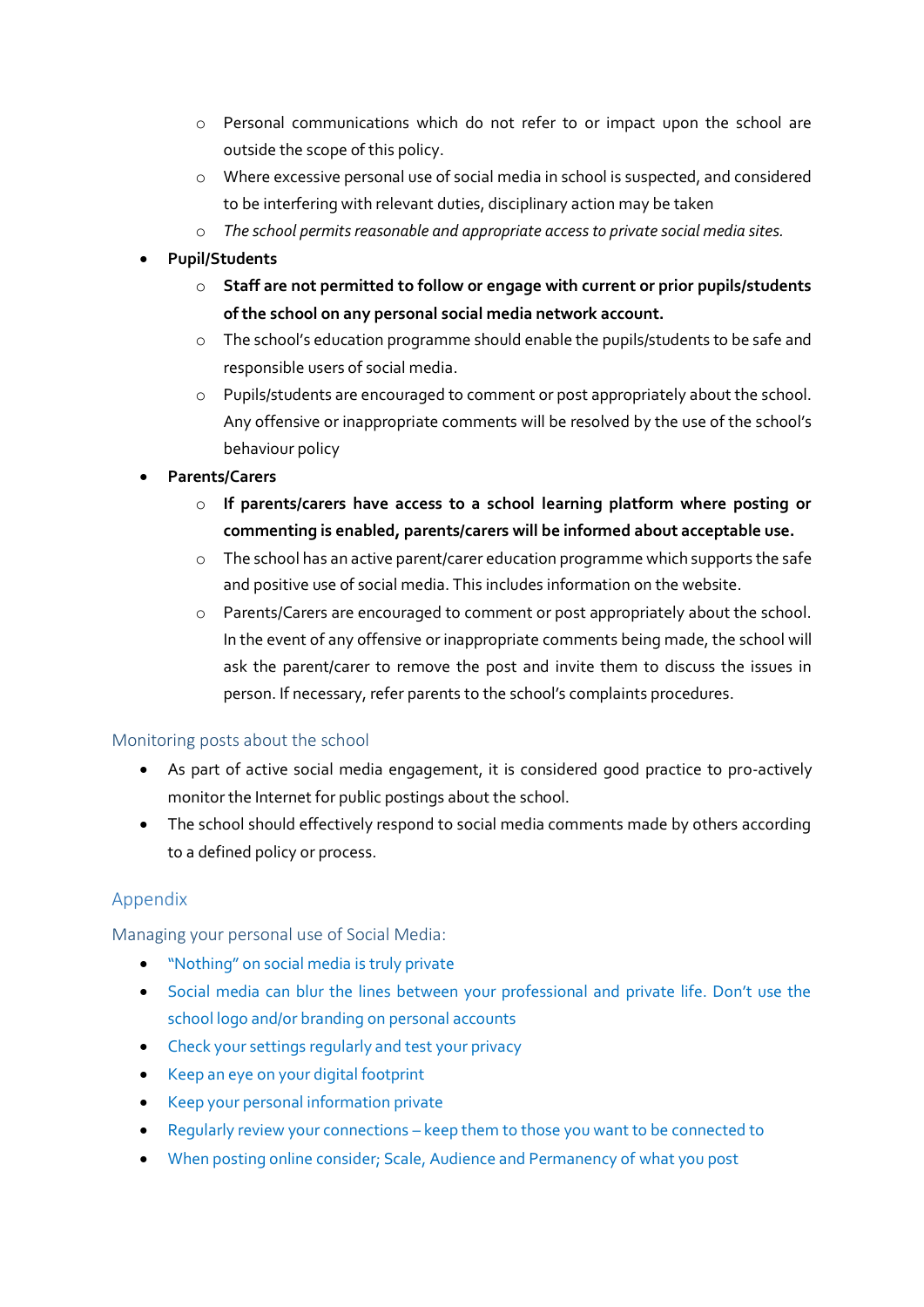- Personal communications which do not refer to or impact upon the school are outside the scope of this policy.
  - Where excessive personal use of social media in school is suspected, and considered to be interfering with relevant duties, disciplinary action may be taken
  - *The school permits reasonable and appropriate access to private social media sites.*
- **Pupil/Students**
  - **Staff are not permitted to follow or engage with current or prior pupils/students of the school on any personal social media network account.**
  - The school's education programme should enable the pupils/students to be safe and responsible users of social media.
  - Pupils/students are encouraged to comment or post appropriately about the school. Any offensive or inappropriate comments will be resolved by the use of the school's behaviour policy
- **Parents/Carers**
  - **If parents/carers have access to a school learning platform where posting or commenting is enabled, parents/carers will be informed about acceptable use.**
  - The school has an active parent/carer education programme which supports the safe and positive use of social media. This includes information on the website.
  - Parents/Carers are encouraged to comment or post appropriately about the school. In the event of any offensive or inappropriate comments being made, the school will ask the parent/carer to remove the post and invite them to discuss the issues in person. If necessary, refer parents to the school's complaints procedures.

### Monitoring posts about the school

- As part of active social media engagement, it is considered good practice to pro-actively monitor the Internet for public postings about the school.
- The school should effectively respond to social media comments made by others according to a defined policy or process.

## Appendix

### Managing your personal use of Social Media:

- "Nothing" on social media is truly private
- Social media can blur the lines between your professional and private life. Don't use the school logo and/or branding on personal accounts
- Check your settings regularly and test your privacy
- Keep an eye on your digital footprint
- Keep your personal information private
- Regularly review your connections – keep them to those you want to be connected to
- When posting online consider; Scale, Audience and Permanency of what you post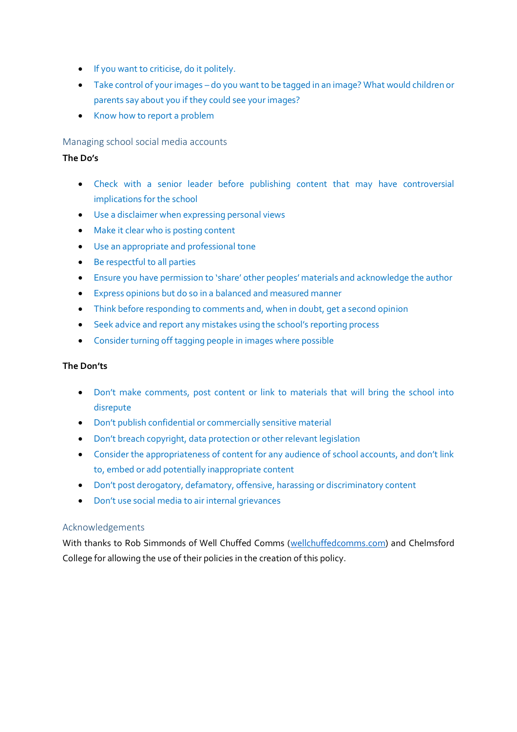- If you want to criticise, do it politely.
- Take control of your images – do you want to be tagged in an image? What would children or parents say about you if they could see your images?
- Know how to report a problem

## Managing school social media accounts

**The Do's**

- Check with a senior leader before publishing content that may have controversial implications for the school
- Use a disclaimer when expressing personal views
- Make it clear who is posting content
- Use an appropriate and professional tone
- Be respectful to all parties
- Ensure you have permission to 'share' other peoples' materials and acknowledge the author
- Express opinions but do so in a balanced and measured manner
- Think before responding to comments and, when in doubt, get a second opinion
- Seek advice and report any mistakes using the school's reporting process
- Consider turning off tagging people in images where possible

**The Don'ts**

- Don't make comments, post content or link to materials that will bring the school into disrepute
- Don't publish confidential or commercially sensitive material
- Don't breach copyright, data protection or other relevant legislation
- Consider the appropriateness of content for any audience of school accounts, and don't link to, embed or add potentially inappropriate content
- Don't post derogatory, defamatory, offensive, harassing or discriminatory content
- Don't use social media to air internal grievances

## Acknowledgements

With thanks to Rob Simmonds of Well Chuffed Comms (wellchuffedcomms.com) and Chelmsford College for allowing the use of their policies in the creation of this policy.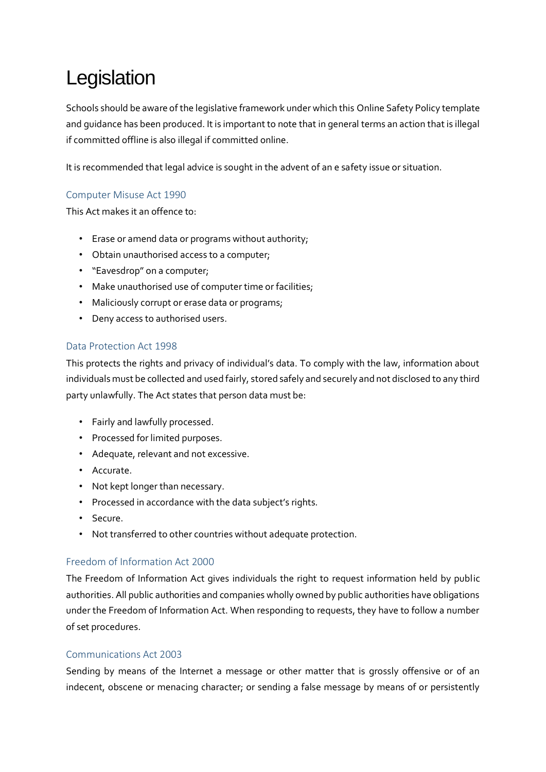# Legislation

Schools should be aware of the legislative framework under which this Online Safety Policy template and guidance has been produced. It is important to note that in general terms an action that is illegal if committed offline is also illegal if committed online.

It is recommended that legal advice is sought in the advent of an e safety issue or situation.

## Computer Misuse Act 1990

This Act makes it an offence to:

- Erase or amend data or programs without authority;
- Obtain unauthorised access to a computer;
- "Eavesdrop" on a computer;
- Make unauthorised use of computer time or facilities;
- Maliciously corrupt or erase data or programs;
- Deny access to authorised users.

## Data Protection Act 1998

This protects the rights and privacy of individual's data. To comply with the law, information about individuals must be collected and used fairly, stored safely and securely and not disclosed to any third party unlawfully. The Act states that person data must be:

- Fairly and lawfully processed.
- Processed for limited purposes.
- Adequate, relevant and not excessive.
- Accurate.
- Not kept longer than necessary.
- Processed in accordance with the data subject's rights.
- Secure.
- Not transferred to other countries without adequate protection.

## Freedom of Information Act 2000

The Freedom of Information Act gives individuals the right to request information held by public authorities. All public authorities and companies wholly owned by public authorities have obligations under the Freedom of Information Act. When responding to requests, they have to follow a number of set procedures.

## Communications Act 2003

Sending by means of the Internet a message or other matter that is grossly offensive or of an indecent, obscene or menacing character; or sending a false message by means of or persistently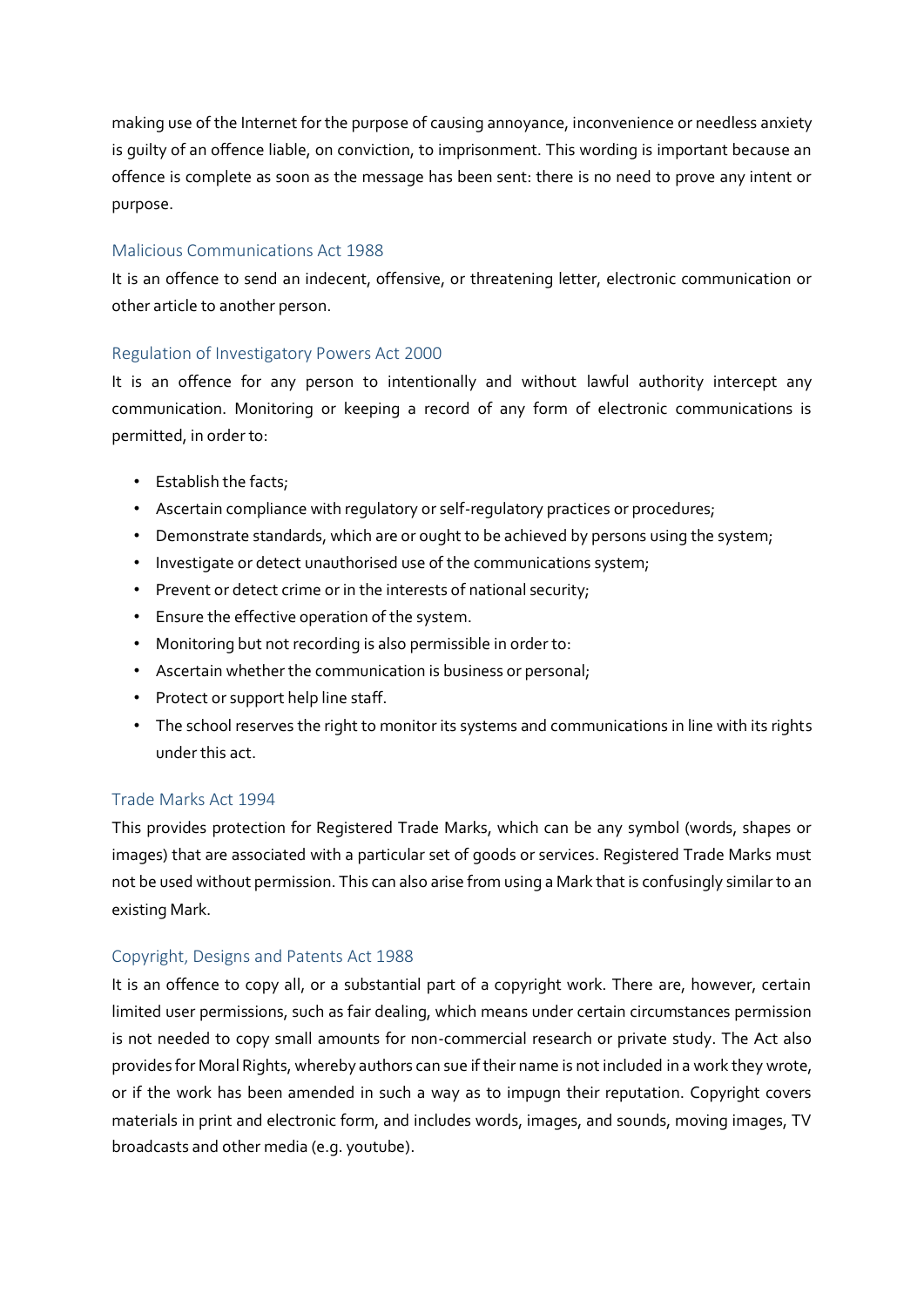making use of the Internet for the purpose of causing annoyance, inconvenience or needless anxiety is guilty of an offence liable, on conviction, to imprisonment. This wording is important because an offence is complete as soon as the message has been sent: there is no need to prove any intent or purpose.

### Malicious Communications Act 1988

It is an offence to send an indecent, offensive, or threatening letter, electronic communication or other article to another person.

### Regulation of Investigatory Powers Act 2000

It is an offence for any person to intentionally and without lawful authority intercept any communication. Monitoring or keeping a record of any form of electronic communications is permitted, in order to:

- Establish the facts;
- Ascertain compliance with regulatory or self-regulatory practices or procedures;
- Demonstrate standards, which are or ought to be achieved by persons using the system;
- Investigate or detect unauthorised use of the communications system;
- Prevent or detect crime or in the interests of national security;
- Ensure the effective operation of the system.
- Monitoring but not recording is also permissible in order to:
- Ascertain whether the communication is business or personal;
- Protect or support help line staff.
- The school reserves the right to monitor its systems and communications in line with its rights under this act.

### Trade Marks Act 1994

This provides protection for Registered Trade Marks, which can be any symbol (words, shapes or images) that are associated with a particular set of goods or services. Registered Trade Marks must not be used without permission. This can also arise from using a Mark that is confusingly similar to an existing Mark.

### Copyright, Designs and Patents Act 1988

It is an offence to copy all, or a substantial part of a copyright work. There are, however, certain limited user permissions, such as fair dealing, which means under certain circumstances permission is not needed to copy small amounts for non-commercial research or private study. The Act also provides for Moral Rights, whereby authors can sue if their name is not included in a work they wrote, or if the work has been amended in such a way as to impugn their reputation. Copyright covers materials in print and electronic form, and includes words, images, and sounds, moving images, TV broadcasts and other media (e.g. youtube).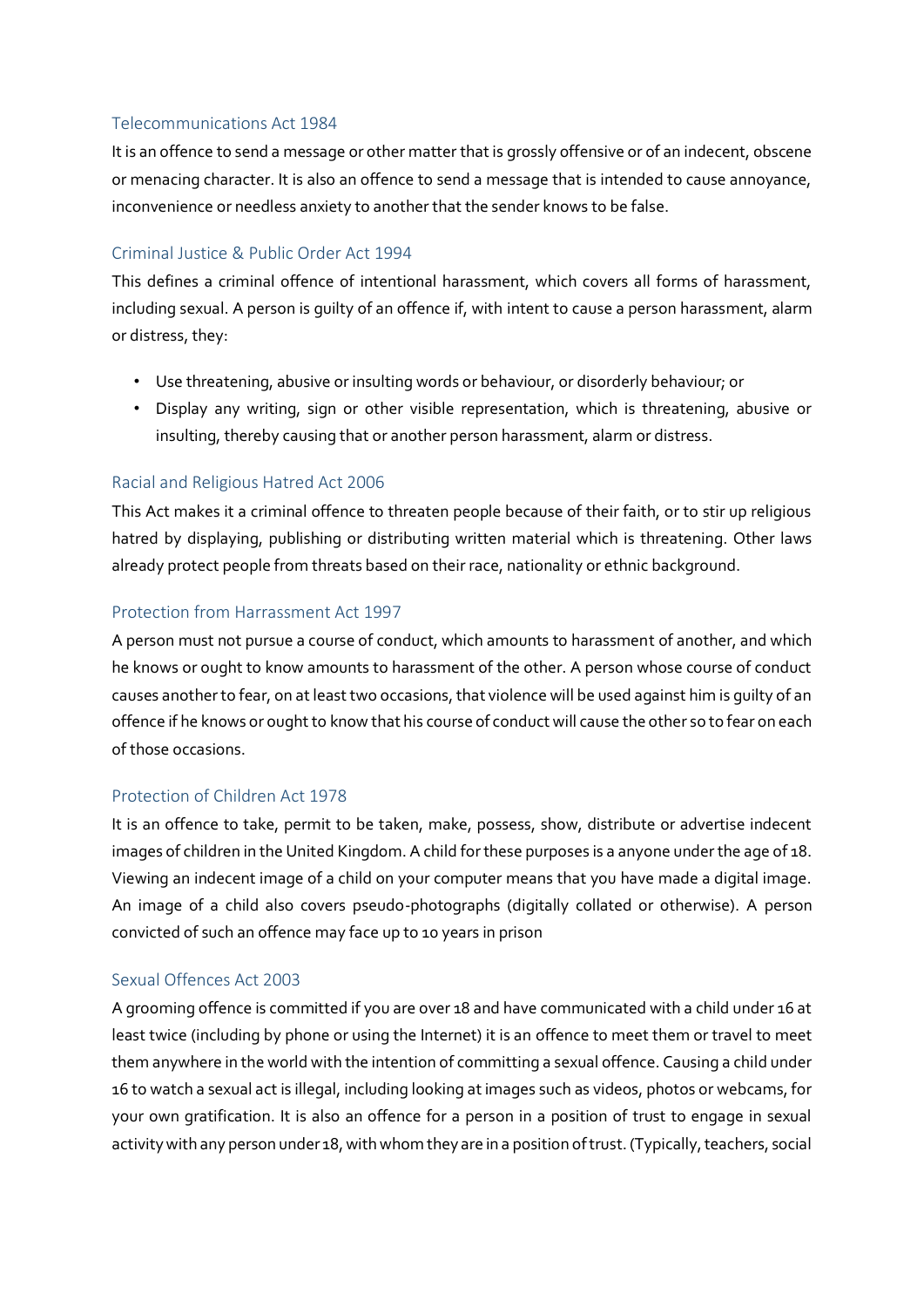### Telecommunications Act 1984

It is an offence to send a message or other matter that is grossly offensive or of an indecent, obscene or menacing character. It is also an offence to send a message that is intended to cause annoyance, inconvenience or needless anxiety to another that the sender knows to be false.

### Criminal Justice & Public Order Act 1994

This defines a criminal offence of intentional harassment, which covers all forms of harassment, including sexual. A person is guilty of an offence if, with intent to cause a person harassment, alarm or distress, they:

- Use threatening, abusive or insulting words or behaviour, or disorderly behaviour; or
- Display any writing, sign or other visible representation, which is threatening, abusive or insulting, thereby causing that or another person harassment, alarm or distress.

### Racial and Religious Hatred Act 2006

This Act makes it a criminal offence to threaten people because of their faith, or to stir up religious hatred by displaying, publishing or distributing written material which is threatening. Other laws already protect people from threats based on their race, nationality or ethnic background.

### Protection from Harrassment Act 1997

A person must not pursue a course of conduct, which amounts to harassment of another, and which he knows or ought to know amounts to harassment of the other. A person whose course of conduct causes another to fear, on at least two occasions, that violence will be used against him is guilty of an offence if he knows or ought to know that his course of conduct will cause the other so to fear on each of those occasions.

### Protection of Children Act 1978

It is an offence to take, permit to be taken, make, possess, show, distribute or advertise indecent images of children in the United Kingdom. A child for these purposes is a anyone under the age of 18. Viewing an indecent image of a child on your computer means that you have made a digital image. An image of a child also covers pseudo-photographs (digitally collated or otherwise). A person convicted of such an offence may face up to 10 years in prison

### Sexual Offences Act 2003

A grooming offence is committed if you are over 18 and have communicated with a child under 16 at least twice (including by phone or using the Internet) it is an offence to meet them or travel to meet them anywhere in the world with the intention of committing a sexual offence. Causing a child under 16 to watch a sexual act is illegal, including looking at images such as videos, photos or webcams, for your own gratification. It is also an offence for a person in a position of trust to engage in sexual activity with any person under 18, with whom they are in a position of trust. (Typically, teachers, social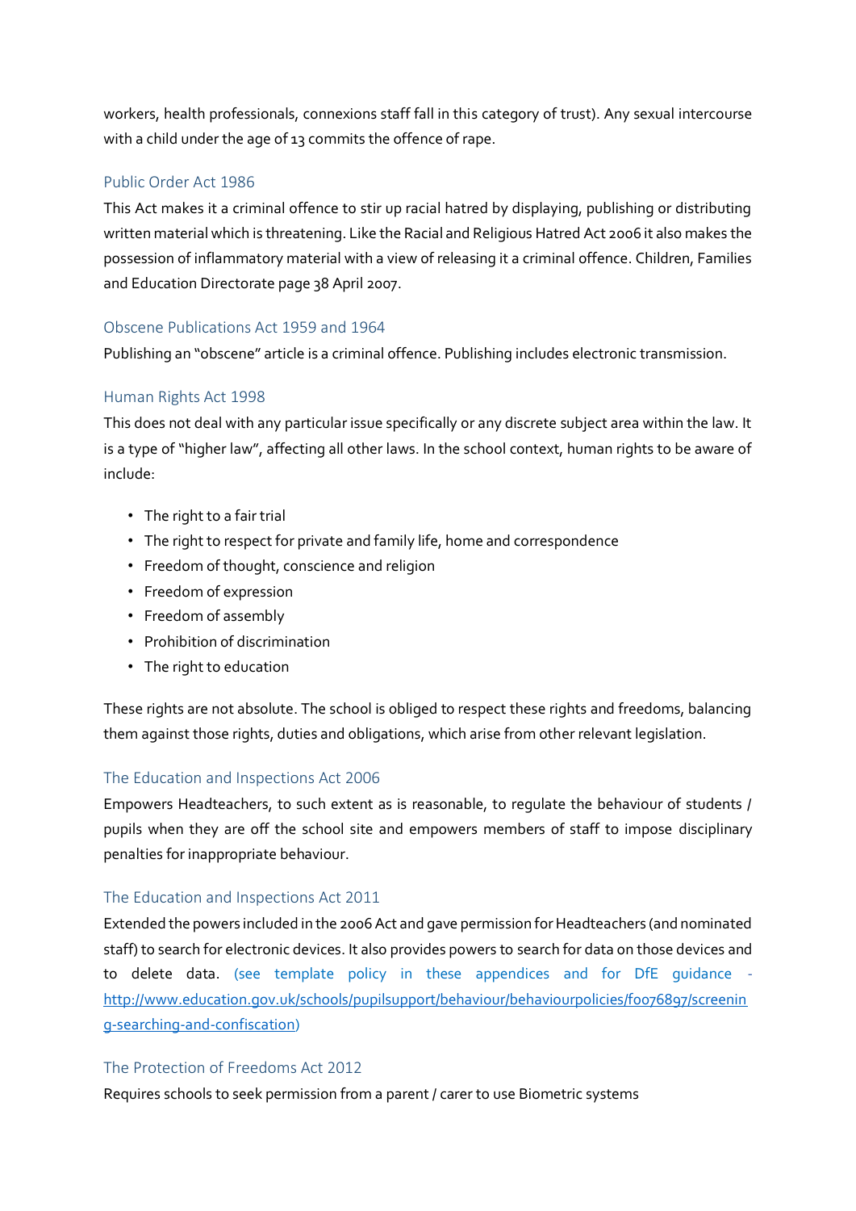workers, health professionals, connexions staff fall in this category of trust). Any sexual intercourse with a child under the age of 13 commits the offence of rape.

### Public Order Act 1986

This Act makes it a criminal offence to stir up racial hatred by displaying, publishing or distributing written material which is threatening. Like the Racial and Religious Hatred Act 2006 it also makes the possession of inflammatory material with a view of releasing it a criminal offence. Children, Families and Education Directorate page 38 April 2007.

### Obscene Publications Act 1959 and 1964

Publishing an "obscene" article is a criminal offence. Publishing includes electronic transmission.

### Human Rights Act 1998

This does not deal with any particular issue specifically or any discrete subject area within the law. It is a type of "higher law", affecting all other laws. In the school context, human rights to be aware of include:

- The right to a fair trial
- The right to respect for private and family life, home and correspondence
- Freedom of thought, conscience and religion
- Freedom of expression
- Freedom of assembly
- Prohibition of discrimination
- The right to education

These rights are not absolute. The school is obliged to respect these rights and freedoms, balancing them against those rights, duties and obligations, which arise from other relevant legislation.

### The Education and Inspections Act 2006

Empowers Headteachers, to such extent as is reasonable, to regulate the behaviour of students / pupils when they are off the school site and empowers members of staff to impose disciplinary penalties for inappropriate behaviour.

### The Education and Inspections Act 2011

Extended the powers included in the 2006 Act and gave permission for Headteachers (and nominated staff) to search for electronic devices. It also provides powers to search for data on those devices and to delete data. (see template policy in these appendices and for DfE guidance - http://www.education.gov.uk/schools/pupilsupport/behaviour/behaviourpolicies/f0076897/screening-searching-and-confiscation)

### The Protection of Freedoms Act 2012

Requires schools to seek permission from a parent / carer to use Biometric systems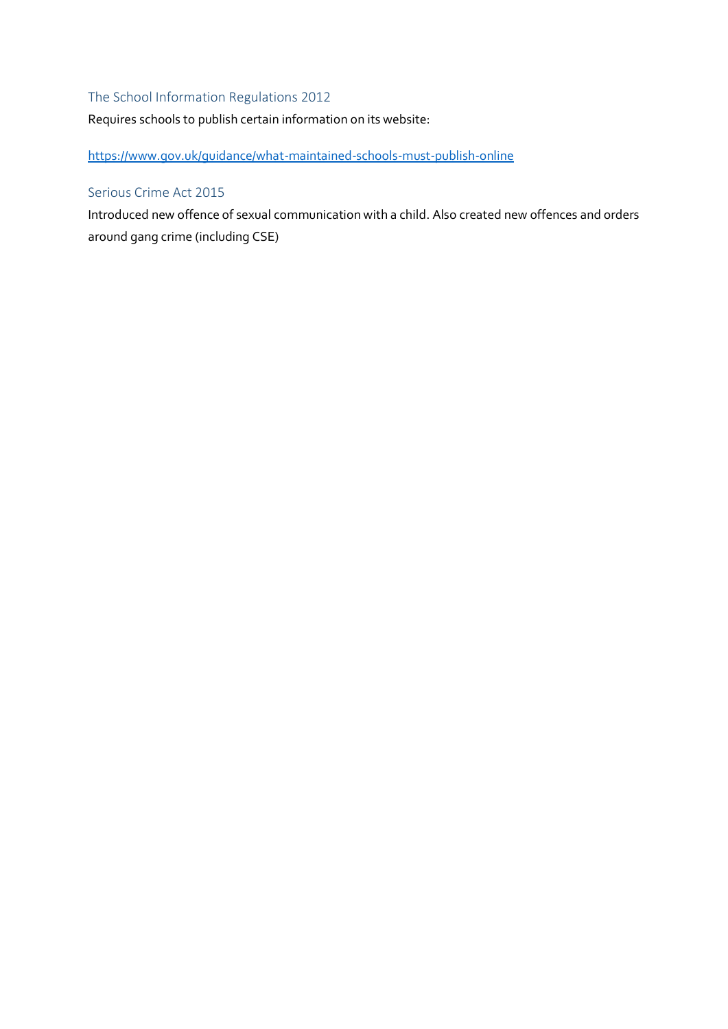### The School Information Regulations 2012

Requires schools to publish certain information on its website:

https://www.gov.uk/guidance/what-maintained-schools-must-publish-online

### Serious Crime Act 2015

Introduced new offence of sexual communication with a child. Also created new offences and orders around gang crime (including CSE)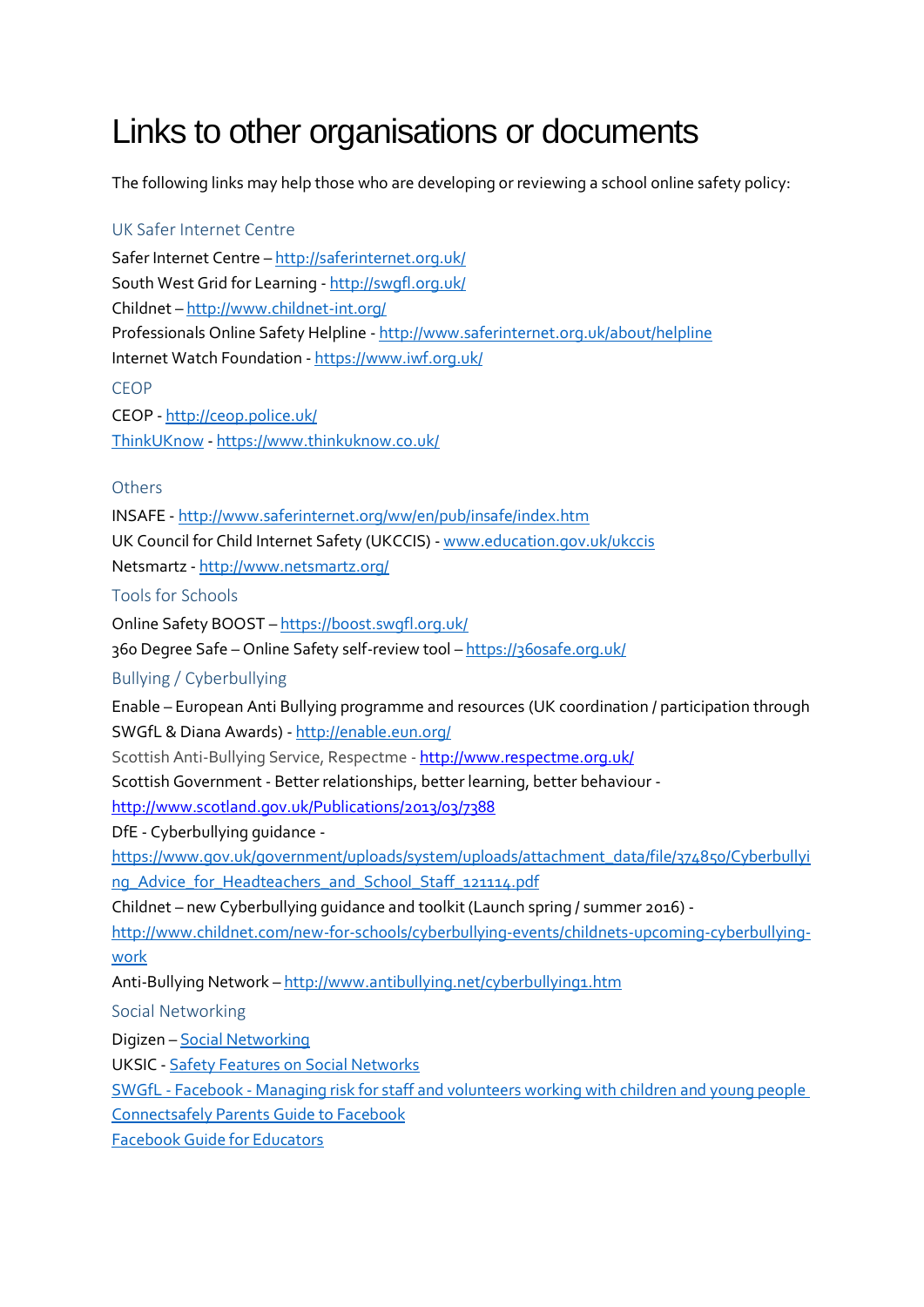# Links to other organisations or documents

The following links may help those who are developing or reviewing a school online safety policy:

### UK Safer Internet Centre

Safer Internet Centre – http://saferinternet.org.uk/
South West Grid for Learning - http://swgfl.org.uk/
Childnet – http://www.childnet-int.org/
Professionals Online Safety Helpline - http://www.saferinternet.org.uk/about/helpline
Internet Watch Foundation - https://www.iwf.org.uk/

### CEOP

CEOP - http://ceop.police.uk/
ThinkUKnow - https://www.thinkuknow.co.uk/

### Others

INSAFE - http://www.saferinternet.org/ww/en/pub/insafe/index.htm
UK Council for Child Internet Safety (UKCCIS) - www.education.gov.uk/ukccis
Netsmartz - http://www.netsmartz.org/

### Tools for Schools

Online Safety BOOST – https://boost.swgfl.org.uk/
360 Degree Safe – Online Safety self-review tool – https://360safe.org.uk/

### Bullying / Cyberbullying

Enable – European Anti Bullying programme and resources (UK coordination / participation through SWGfL & Diana Awards) - http://enable.eun.org/
Scottish Anti-Bullying Service, Respectme - http://www.respectme.org.uk/
Scottish Government - Better relationships, better learning, better behaviour - http://www.scotland.gov.uk/Publications/2013/03/7388
DfE - Cyberbullying guidance - https://www.gov.uk/government/uploads/system/uploads/attachment_data/file/374850/Cyberbullying_Advice_for_Headteachers_and_School_Staff_121114.pdf
Childnet – new Cyberbullying guidance and toolkit (Launch spring / summer 2016) - http://www.childnet.com/new-for-schools/cyberbullying-events/childnets-upcoming-cyberbullying-work
Anti-Bullying Network – http://www.antibullying.net/cyberbullying1.htm

### Social Networking

Digizen – Social Networking
UKSIC - Safety Features on Social Networks
SWGfL - Facebook - Managing risk for staff and volunteers working with children and young people
Connectsafely Parents Guide to Facebook
Facebook Guide for Educators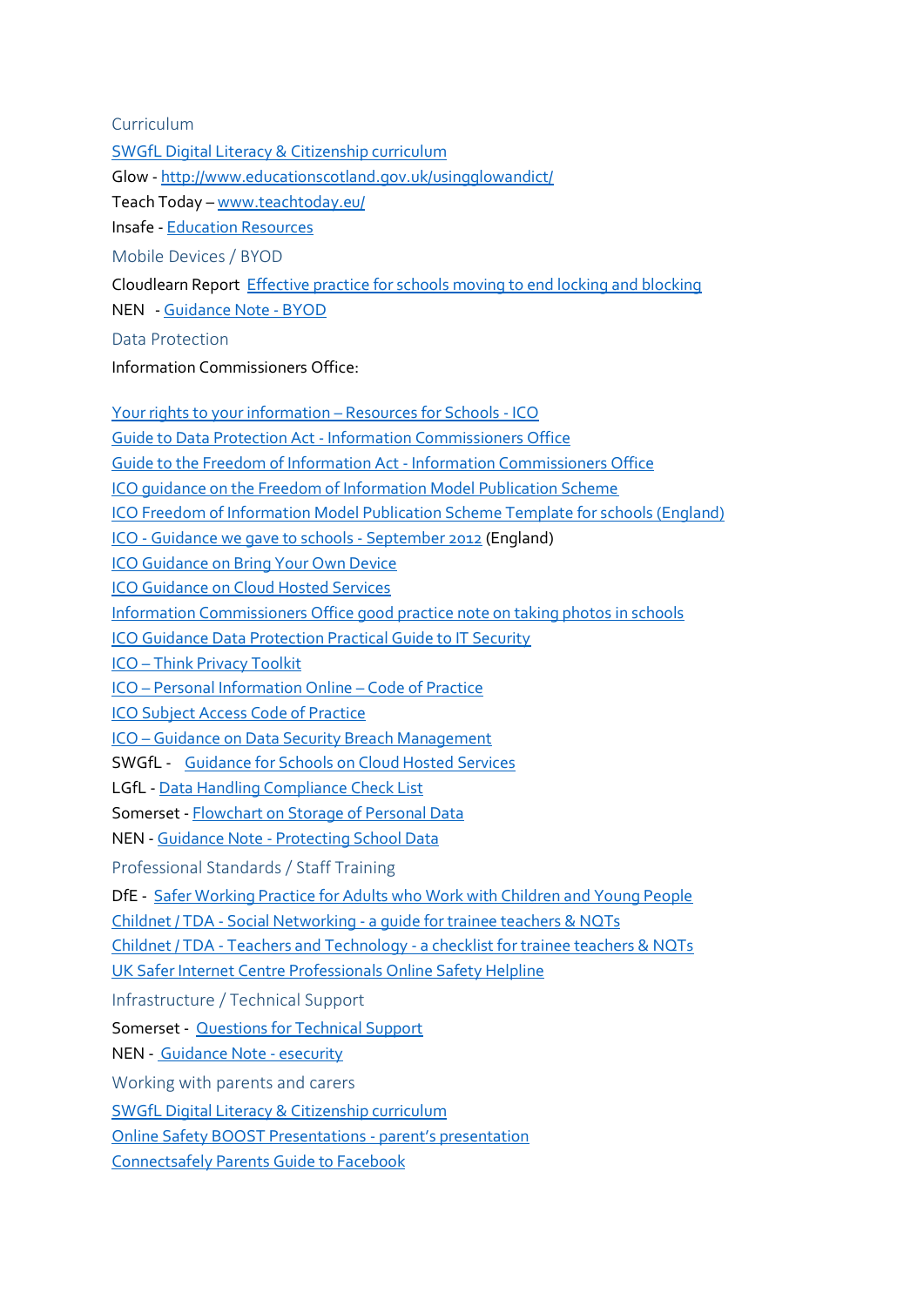### Curriculum

SWGfL Digital Literacy & Citizenship curriculum

Glow - http://www.educationscotland.gov.uk/usingglowandict/

Teach Today – www.teachtoday.eu/

Insafe - Education Resources

### Mobile Devices / BYOD

Cloudlearn Report Effective practice for schools moving to end locking and blocking

NEN - Guidance Note - BYOD

### Data Protection

Information Commissioners Office:

Your rights to your information – Resources for Schools - ICO

Guide to Data Protection Act - Information Commissioners Office

Guide to the Freedom of Information Act - Information Commissioners Office

ICO guidance on the Freedom of Information Model Publication Scheme

ICO Freedom of Information Model Publication Scheme Template for schools (England)

ICO - Guidance we gave to schools - September 2012 (England)

ICO Guidance on Bring Your Own Device

ICO Guidance on Cloud Hosted Services

Information Commissioners Office good practice note on taking photos in schools

ICO Guidance Data Protection Practical Guide to IT Security

ICO – Think Privacy Toolkit

ICO – Personal Information Online – Code of Practice

ICO Subject Access Code of Practice

ICO – Guidance on Data Security Breach Management

SWGfL - Guidance for Schools on Cloud Hosted Services

LGfL - Data Handling Compliance Check List

Somerset - Flowchart on Storage of Personal Data

NEN - Guidance Note - Protecting School Data

### Professional Standards / Staff Training

DfE - Safer Working Practice for Adults who Work with Children and Young People

Childnet / TDA - Social Networking - a guide for trainee teachers & NQTs

Childnet / TDA - Teachers and Technology - a checklist for trainee teachers & NQTs

UK Safer Internet Centre Professionals Online Safety Helpline

### Infrastructure / Technical Support

Somerset - Questions for Technical Support

NEN - Guidance Note - esecurity

### Working with parents and carers

SWGfL Digital Literacy & Citizenship curriculum

Online Safety BOOST Presentations - parent's presentation

Connectsafely Parents Guide to Facebook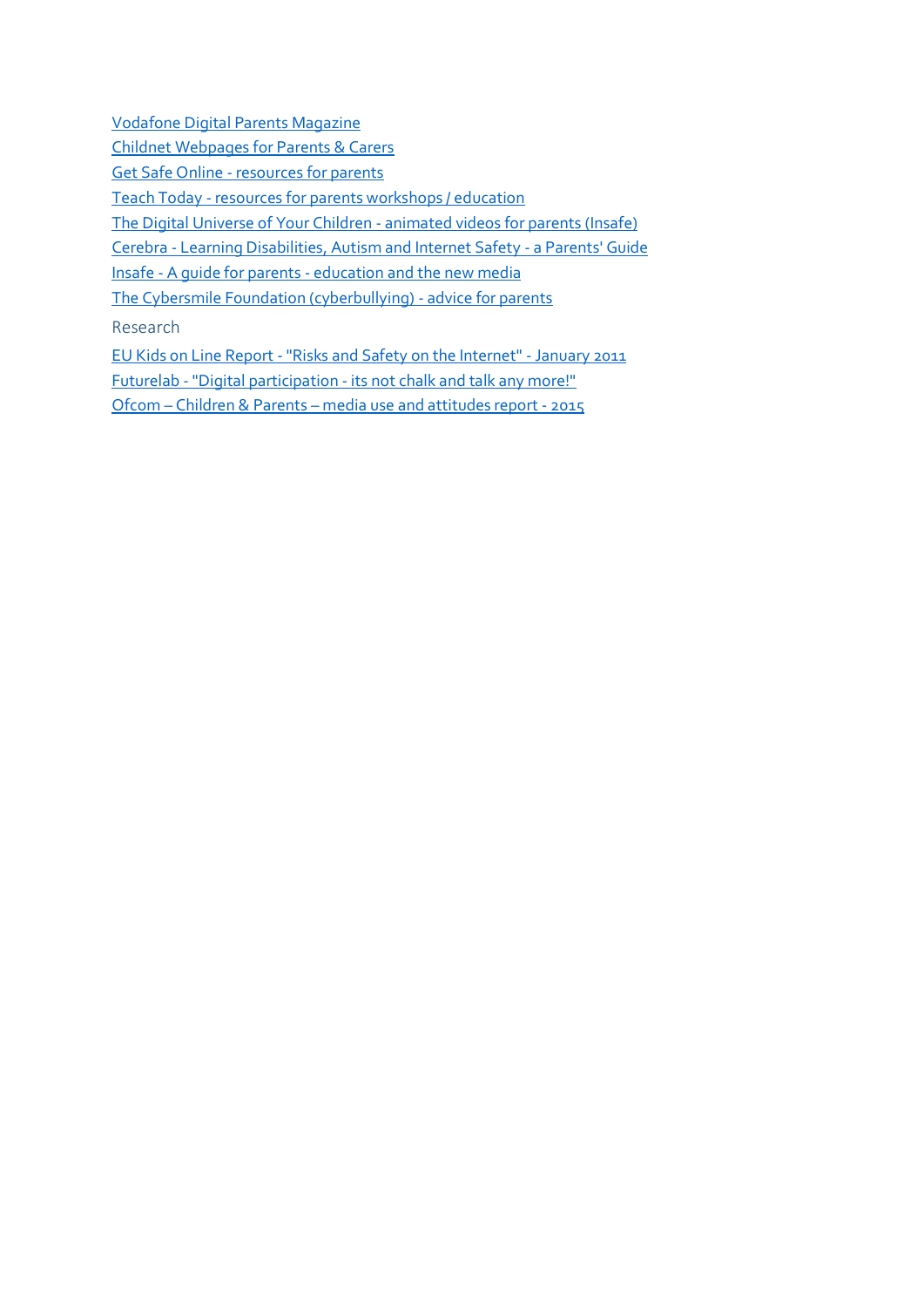Vodafone Digital Parents Magazine

Childnet Webpages for Parents & Carers

Get Safe Online - resources for parents

Teach Today - resources for parents workshops / education

The Digital Universe of Your Children - animated videos for parents (Insafe)

Cerebra - Learning Disabilities, Autism and Internet Safety - a Parents' Guide

Insafe - A guide for parents - education and the new media

The Cybersmile Foundation (cyberbullying) - advice for parents

Research

EU Kids on Line Report - "Risks and Safety on the Internet" - January 2011

Futurelab - "Digital participation - its not chalk and talk any more!"

Ofcom – Children & Parents – media use and attitudes report - 2015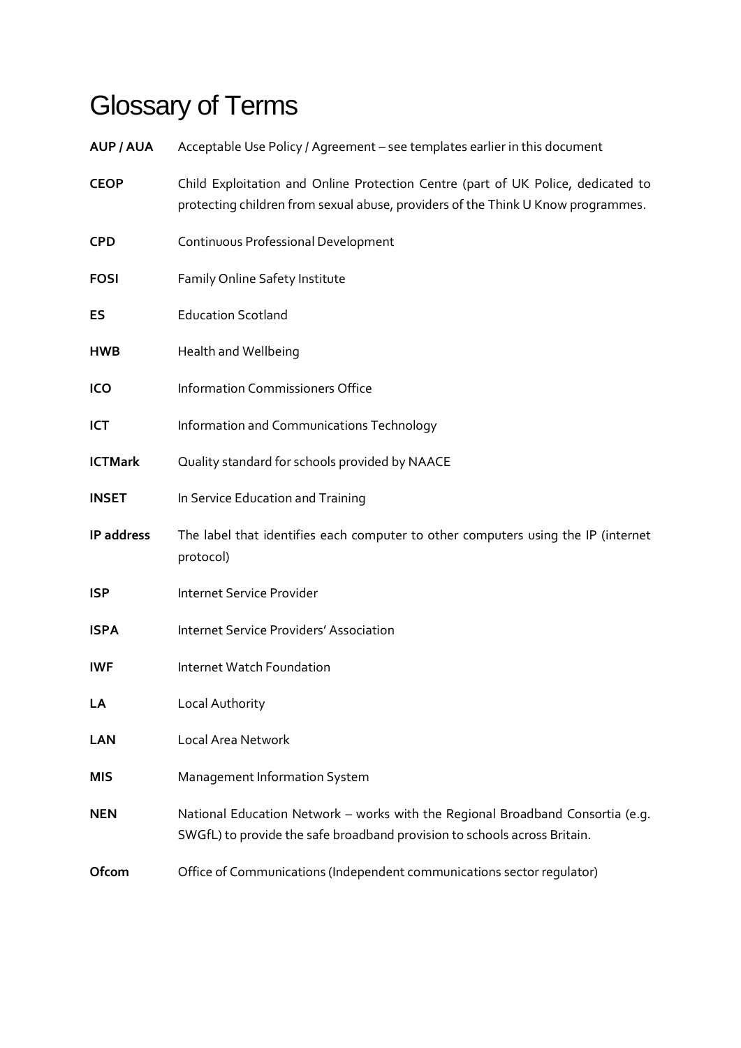# Glossary of Terms

| | |
|---|---|
| **AUP / AUA** | Acceptable Use Policy / Agreement – see templates earlier in this document |
| **CEOP** | Child Exploitation and Online Protection Centre (part of UK Police, dedicated to protecting children from sexual abuse, providers of the Think U Know programmes. |
| **CPD** | Continuous Professional Development |
| **FOSI** | Family Online Safety Institute |
| **ES** | Education Scotland |
| **HWB** | Health and Wellbeing |
| **ICO** | Information Commissioners Office |
| **ICT** | Information and Communications Technology |
| **ICTMark** | Quality standard for schools provided by NAACE |
| **INSET** | In Service Education and Training |
| **IP address** | The label that identifies each computer to other computers using the IP (internet protocol) |
| **ISP** | Internet Service Provider |
| **ISPA** | Internet Service Providers' Association |
| **IWF** | Internet Watch Foundation |
| **LA** | Local Authority |
| **LAN** | Local Area Network |
| **MIS** | Management Information System |
| **NEN** | National Education Network – works with the Regional Broadband Consortia (e.g. SWGfL) to provide the safe broadband provision to schools across Britain. |
| **Ofcom** | Office of Communications (Independent communications sector regulator) |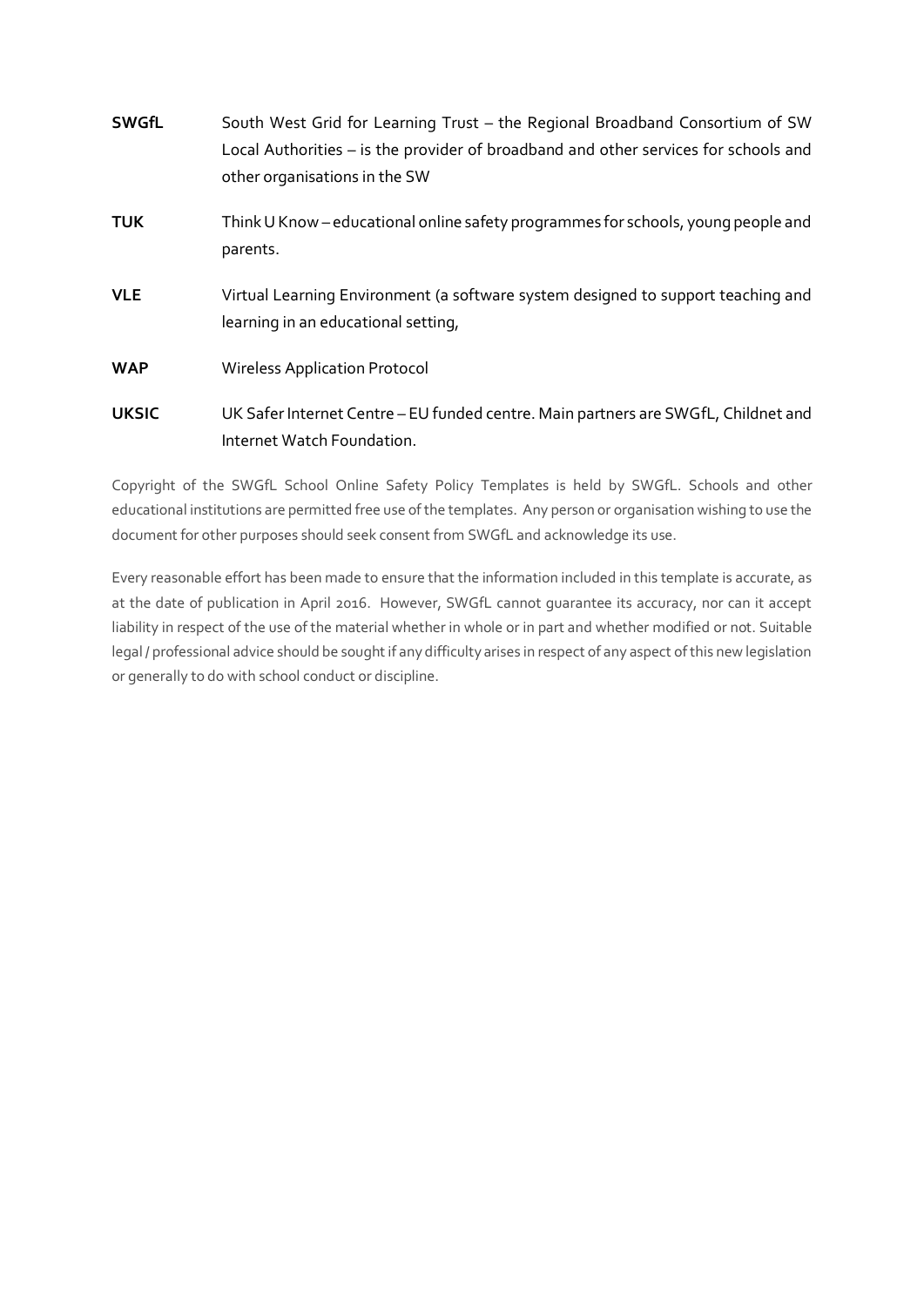**SWGfL** South West Grid for Learning Trust – the Regional Broadband Consortium of SW Local Authorities – is the provider of broadband and other services for schools and other organisations in the SW

**TUK** Think U Know – educational online safety programmes for schools, young people and parents.

**VLE** Virtual Learning Environment (a software system designed to support teaching and learning in an educational setting,

**WAP** Wireless Application Protocol

**UKSIC** UK Safer Internet Centre – EU funded centre. Main partners are SWGfL, Childnet and Internet Watch Foundation.

Copyright of the SWGfL School Online Safety Policy Templates is held by SWGfL. Schools and other educational institutions are permitted free use of the templates. Any person or organisation wishing to use the document for other purposes should seek consent from SWGfL and acknowledge its use.

Every reasonable effort has been made to ensure that the information included in this template is accurate, as at the date of publication in April 2016. However, SWGfL cannot guarantee its accuracy, nor can it accept liability in respect of the use of the material whether in whole or in part and whether modified or not. Suitable legal / professional advice should be sought if any difficulty arises in respect of any aspect of this new legislation or generally to do with school conduct or discipline.